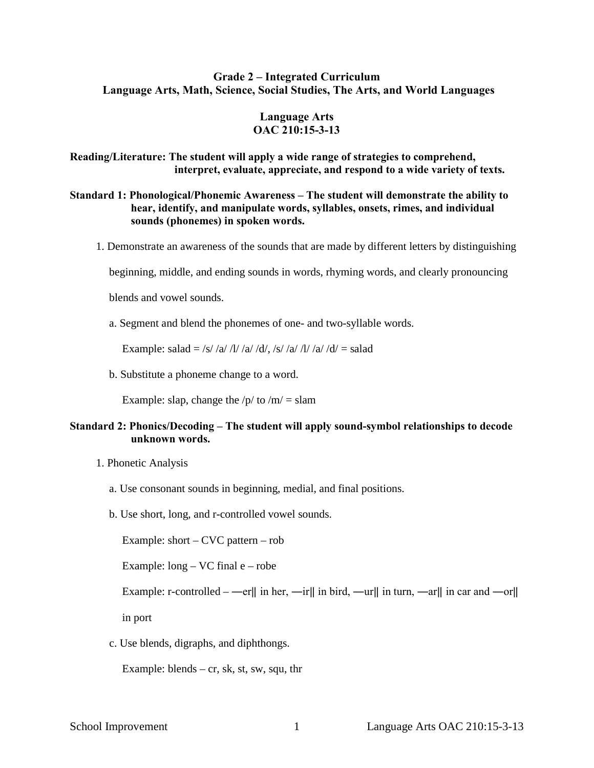# Grade 2 – Integrated Curriculum
## Language Arts, Math, Science, Social Studies, The Arts, and World Languages

## Language Arts
## OAC 210:15-3-13

**Reading/Literature: The student will apply a wide range of strategies to comprehend, interpret, evaluate, appreciate, and respond to a wide variety of texts.**

**Standard 1: Phonological/Phonemic Awareness – The student will demonstrate the ability to hear, identify, and manipulate words, syllables, onsets, rimes, and individual sounds (phonemes) in spoken words.**

1. Demonstrate an awareness of the sounds that are made by different letters by distinguishing beginning, middle, and ending sounds in words, rhyming words, and clearly pronouncing blends and vowel sounds.

   a. Segment and blend the phonemes of one- and two-syllable words.

      Example: salad = /s/ /a/ /l/ /a/ /d/, /s/ /a/ /l/ /a/ /d/ = salad

   b. Substitute a phoneme change to a word.

      Example: slap, change the /p/ to /m/ = slam

**Standard 2: Phonics/Decoding – The student will apply sound-symbol relationships to decode unknown words.**

1. Phonetic Analysis

   a. Use consonant sounds in beginning, medial, and final positions.

   b. Use short, long, and r-controlled vowel sounds.

      Example: short – CVC pattern – rob

      Example: long – VC final e – robe

      Example: r-controlled – ―er‖ in her, ―ir‖ in bird, ―ur‖ in turn, ―ar‖ in car and ―or‖ in port

   c. Use blends, digraphs, and diphthongs.

      Example: blends – cr, sk, st, sw, squ, thr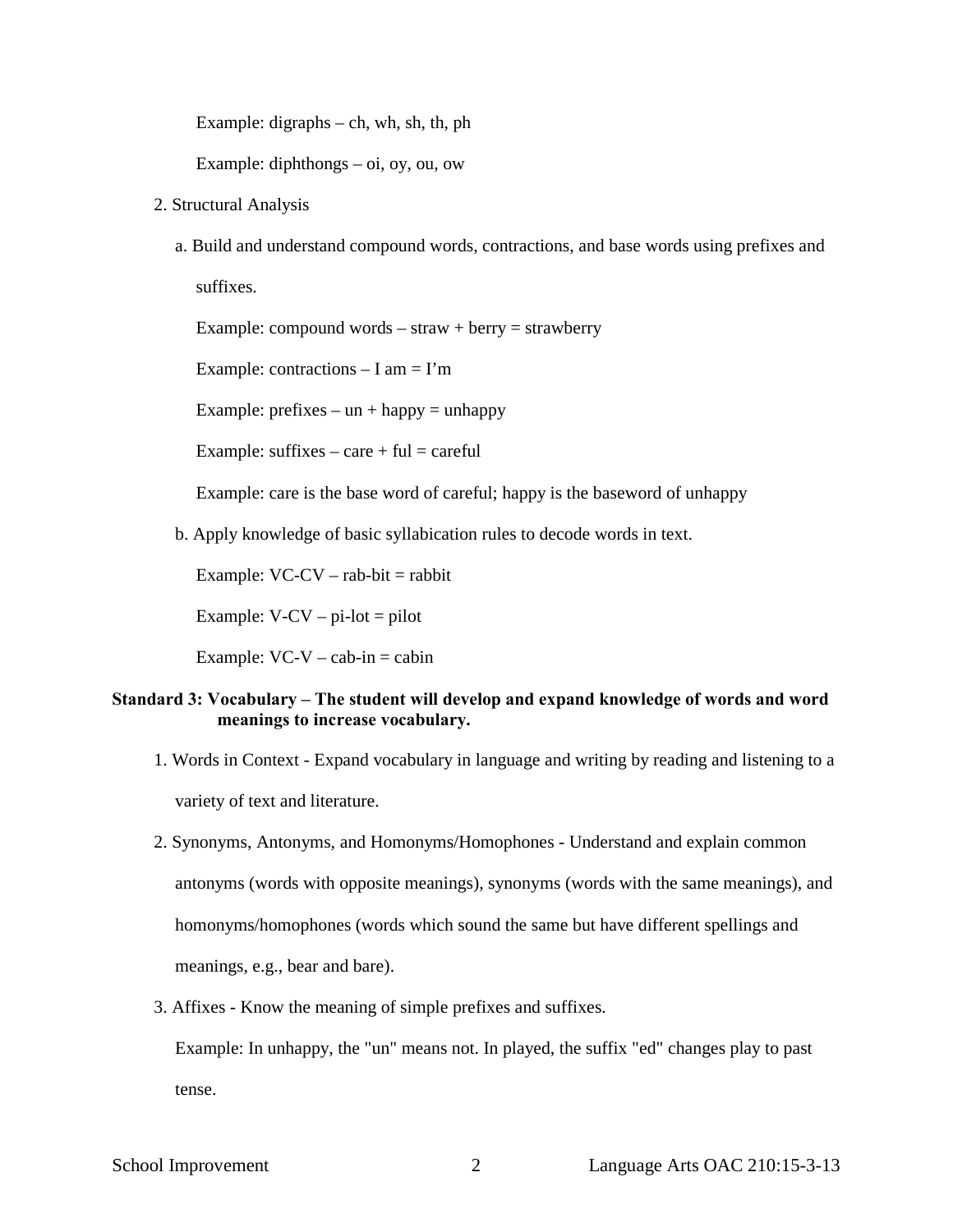Example: digraphs – ch, wh, sh, th, ph

Example: diphthongs – oi, oy, ou, ow

2. Structural Analysis

   a. Build and understand compound words, contractions, and base words using prefixes and suffixes.

      Example: compound words – straw + berry = strawberry

      Example: contractions – I am = I'm

      Example: prefixes – un + happy = unhappy

      Example: suffixes – care + ful = careful

      Example: care is the base word of careful; happy is the baseword of unhappy

   b. Apply knowledge of basic syllabication rules to decode words in text.

      Example: VC-CV – rab-bit = rabbit

      Example: V-CV – pi-lot = pilot

      Example: VC-V – cab-in = cabin

**Standard 3: Vocabulary – The student will develop and expand knowledge of words and word meanings to increase vocabulary.**

1. Words in Context - Expand vocabulary in language and writing by reading and listening to a variety of text and literature.

2. Synonyms, Antonyms, and Homonyms/Homophones - Understand and explain common antonyms (words with opposite meanings), synonyms (words with the same meanings), and homonyms/homophones (words which sound the same but have different spellings and meanings, e.g., bear and bare).

3. Affixes - Know the meaning of simple prefixes and suffixes.

   Example: In unhappy, the "un" means not. In played, the suffix "ed" changes play to past tense.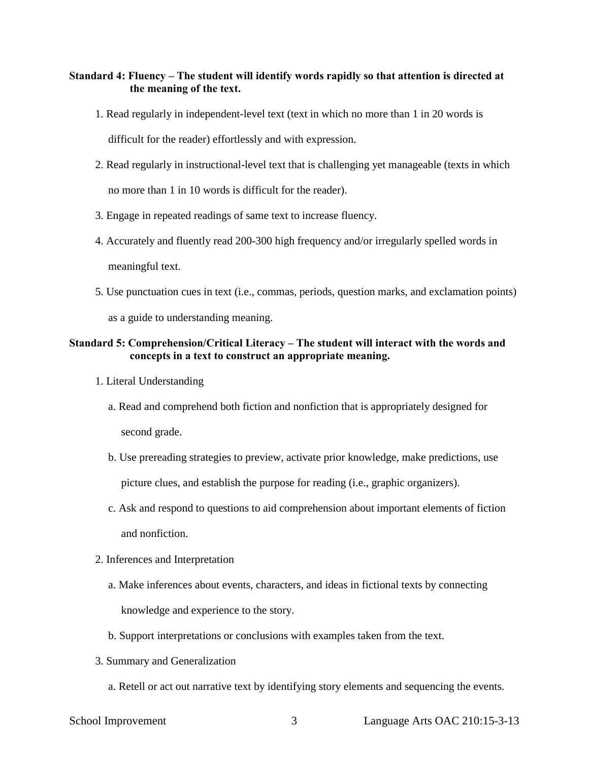**Standard 4: Fluency – The student will identify words rapidly so that attention is directed at the meaning of the text.**

1. Read regularly in independent-level text (text in which no more than 1 in 20 words is difficult for the reader) effortlessly and with expression.
2. Read regularly in instructional-level text that is challenging yet manageable (texts in which no more than 1 in 10 words is difficult for the reader).
3. Engage in repeated readings of same text to increase fluency.
4. Accurately and fluently read 200-300 high frequency and/or irregularly spelled words in meaningful text.
5. Use punctuation cues in text (i.e., commas, periods, question marks, and exclamation points) as a guide to understanding meaning.

**Standard 5: Comprehension/Critical Literacy – The student will interact with the words and concepts in a text to construct an appropriate meaning.**

1. Literal Understanding
   a. Read and comprehend both fiction and nonfiction that is appropriately designed for second grade.
   b. Use prereading strategies to preview, activate prior knowledge, make predictions, use picture clues, and establish the purpose for reading (i.e., graphic organizers).
   c. Ask and respond to questions to aid comprehension about important elements of fiction and nonfiction.
2. Inferences and Interpretation
   a. Make inferences about events, characters, and ideas in fictional texts by connecting knowledge and experience to the story.
   b. Support interpretations or conclusions with examples taken from the text.
3. Summary and Generalization
   a. Retell or act out narrative text by identifying story elements and sequencing the events.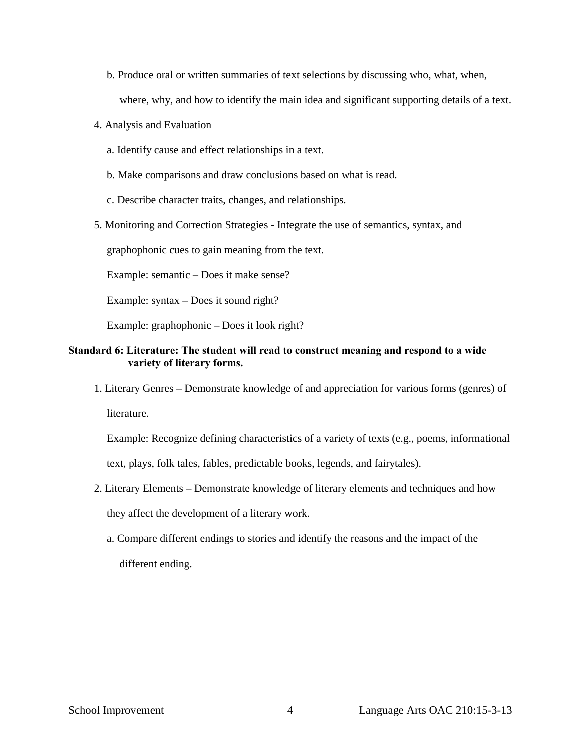b. Produce oral or written summaries of text selections by discussing who, what, when, where, why, and how to identify the main idea and significant supporting details of a text.

4. Analysis and Evaluation

   a. Identify cause and effect relationships in a text.

   b. Make comparisons and draw conclusions based on what is read.

   c. Describe character traits, changes, and relationships.

5. Monitoring and Correction Strategies - Integrate the use of semantics, syntax, and graphophonic cues to gain meaning from the text.

   Example: semantic – Does it make sense?

   Example: syntax – Does it sound right?

   Example: graphophonic – Does it look right?

**Standard 6: Literature: The student will read to construct meaning and respond to a wide variety of literary forms.**

1. Literary Genres – Demonstrate knowledge of and appreciation for various forms (genres) of literature.

   Example: Recognize defining characteristics of a variety of texts (e.g., poems, informational text, plays, folk tales, fables, predictable books, legends, and fairytales).

2. Literary Elements – Demonstrate knowledge of literary elements and techniques and how they affect the development of a literary work.

   a. Compare different endings to stories and identify the reasons and the impact of the different ending.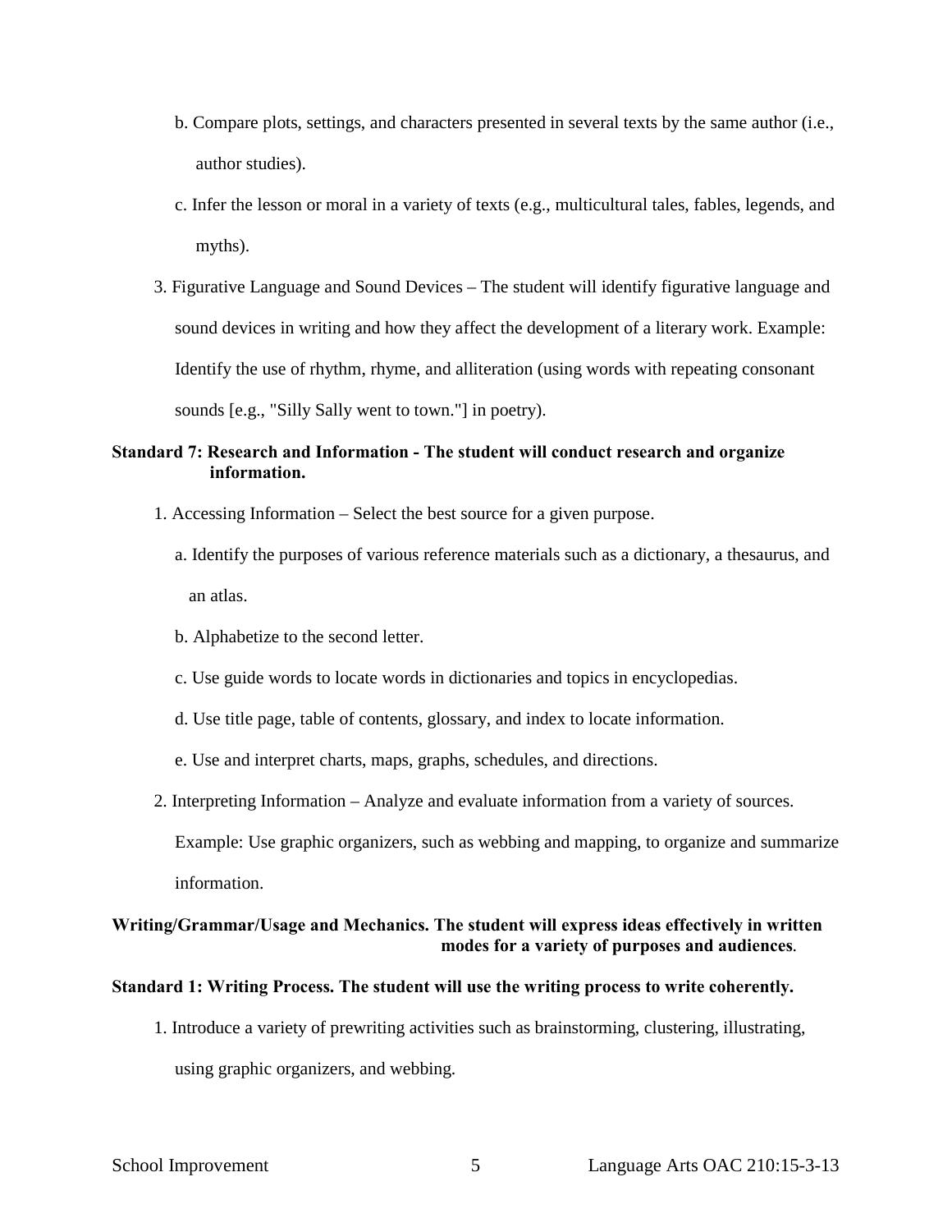b. Compare plots, settings, and characters presented in several texts by the same author (i.e., author studies).

c. Infer the lesson or moral in a variety of texts (e.g., multicultural tales, fables, legends, and myths).

3. Figurative Language and Sound Devices – The student will identify figurative language and sound devices in writing and how they affect the development of a literary work. Example: Identify the use of rhythm, rhyme, and alliteration (using words with repeating consonant sounds [e.g., "Silly Sally went to town."] in poetry).

**Standard 7: Research and Information - The student will conduct research and organize information.**

1. Accessing Information – Select the best source for a given purpose.

   a. Identify the purposes of various reference materials such as a dictionary, a thesaurus, and an atlas.

   b. Alphabetize to the second letter.

   c. Use guide words to locate words in dictionaries and topics in encyclopedias.

   d. Use title page, table of contents, glossary, and index to locate information.

   e. Use and interpret charts, maps, graphs, schedules, and directions.

2. Interpreting Information – Analyze and evaluate information from a variety of sources. Example: Use graphic organizers, such as webbing and mapping, to organize and summarize information.

**Writing/Grammar/Usage and Mechanics. The student will express ideas effectively in written modes for a variety of purposes and audiences.**

**Standard 1: Writing Process. The student will use the writing process to write coherently.**

1. Introduce a variety of prewriting activities such as brainstorming, clustering, illustrating, using graphic organizers, and webbing.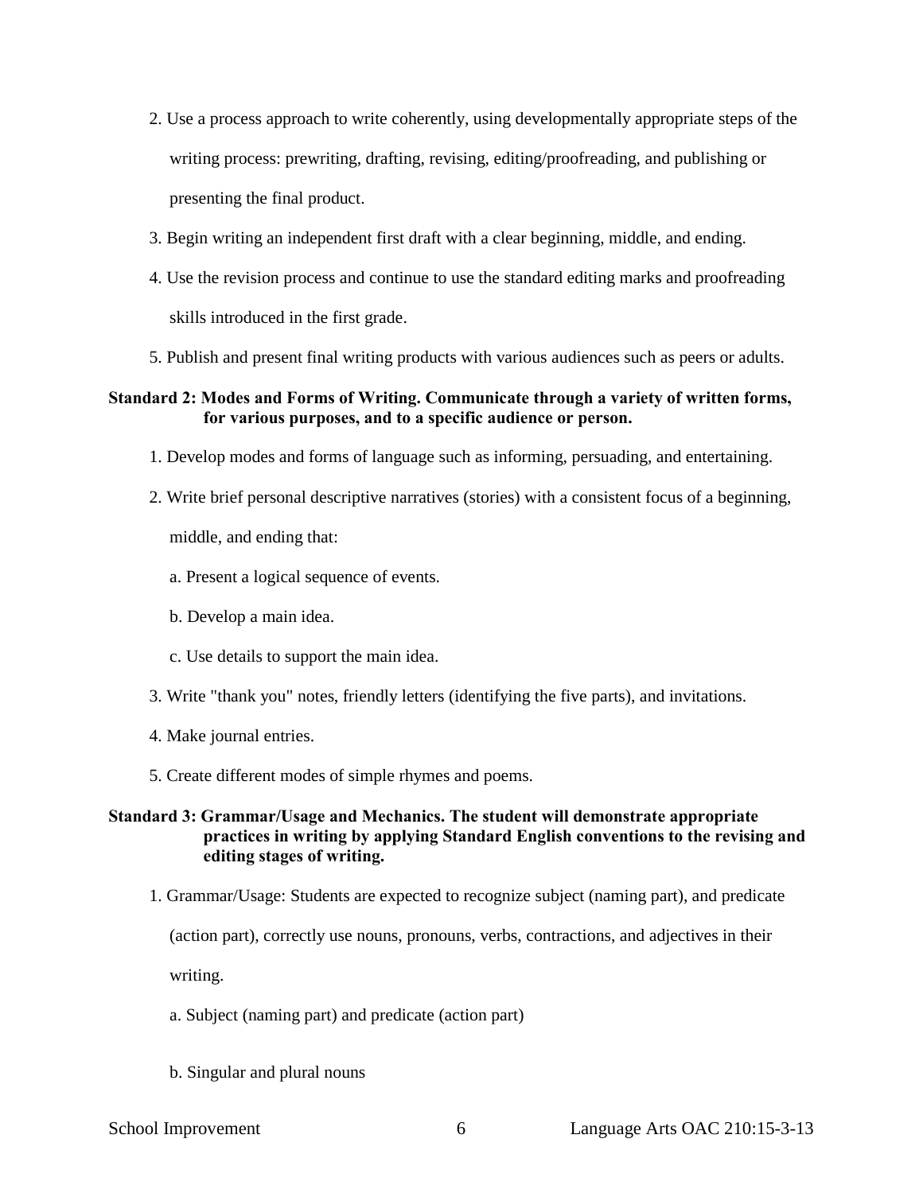2. Use a process approach to write coherently, using developmentally appropriate steps of the writing process: prewriting, drafting, revising, editing/proofreading, and publishing or presenting the final product.
3. Begin writing an independent first draft with a clear beginning, middle, and ending.
4. Use the revision process and continue to use the standard editing marks and proofreading skills introduced in the first grade.
5. Publish and present final writing products with various audiences such as peers or adults.

**Standard 2: Modes and Forms of Writing. Communicate through a variety of written forms, for various purposes, and to a specific audience or person.**

1. Develop modes and forms of language such as informing, persuading, and entertaining.
2. Write brief personal descriptive narratives (stories) with a consistent focus of a beginning, middle, and ending that:
   a. Present a logical sequence of events.
   b. Develop a main idea.
   c. Use details to support the main idea.
3. Write "thank you" notes, friendly letters (identifying the five parts), and invitations.
4. Make journal entries.
5. Create different modes of simple rhymes and poems.

**Standard 3: Grammar/Usage and Mechanics. The student will demonstrate appropriate practices in writing by applying Standard English conventions to the revising and editing stages of writing.**

1. Grammar/Usage: Students are expected to recognize subject (naming part), and predicate (action part), correctly use nouns, pronouns, verbs, contractions, and adjectives in their writing.
   a. Subject (naming part) and predicate (action part)
   b. Singular and plural nouns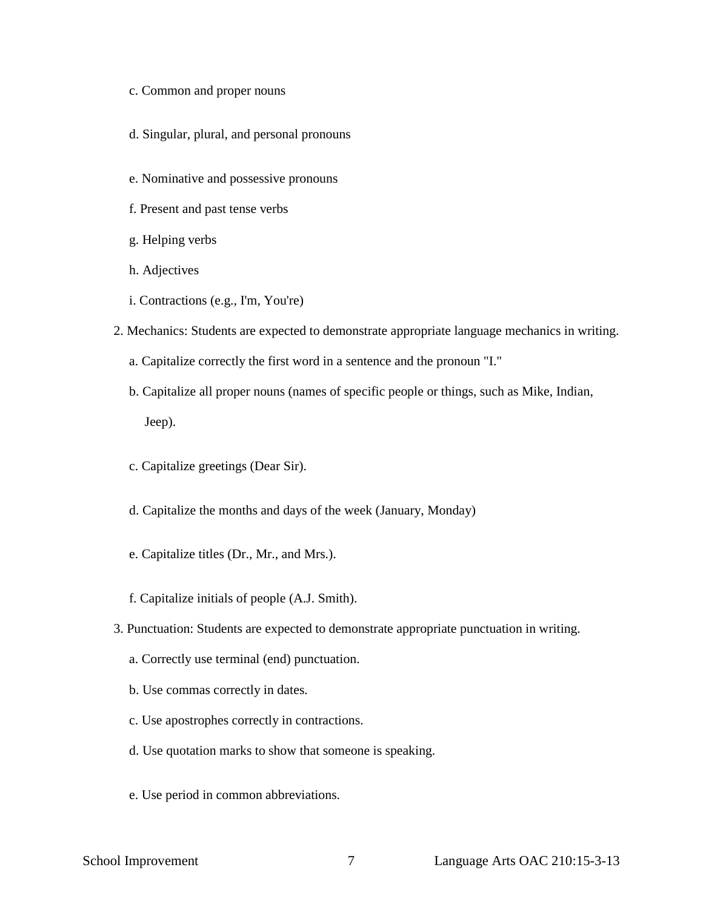c. Common and proper nouns

   d. Singular, plural, and personal pronouns

   e. Nominative and possessive pronouns

   f. Present and past tense verbs

   g. Helping verbs

   h. Adjectives

   i. Contractions (e.g., I'm, You're)

2. Mechanics: Students are expected to demonstrate appropriate language mechanics in writing.

   a. Capitalize correctly the first word in a sentence and the pronoun "I."

   b. Capitalize all proper nouns (names of specific people or things, such as Mike, Indian, Jeep).

   c. Capitalize greetings (Dear Sir).

   d. Capitalize the months and days of the week (January, Monday)

   e. Capitalize titles (Dr., Mr., and Mrs.).

   f. Capitalize initials of people (A.J. Smith).

3. Punctuation: Students are expected to demonstrate appropriate punctuation in writing.

   a. Correctly use terminal (end) punctuation.

   b. Use commas correctly in dates.

   c. Use apostrophes correctly in contractions.

   d. Use quotation marks to show that someone is speaking.

   e. Use period in common abbreviations.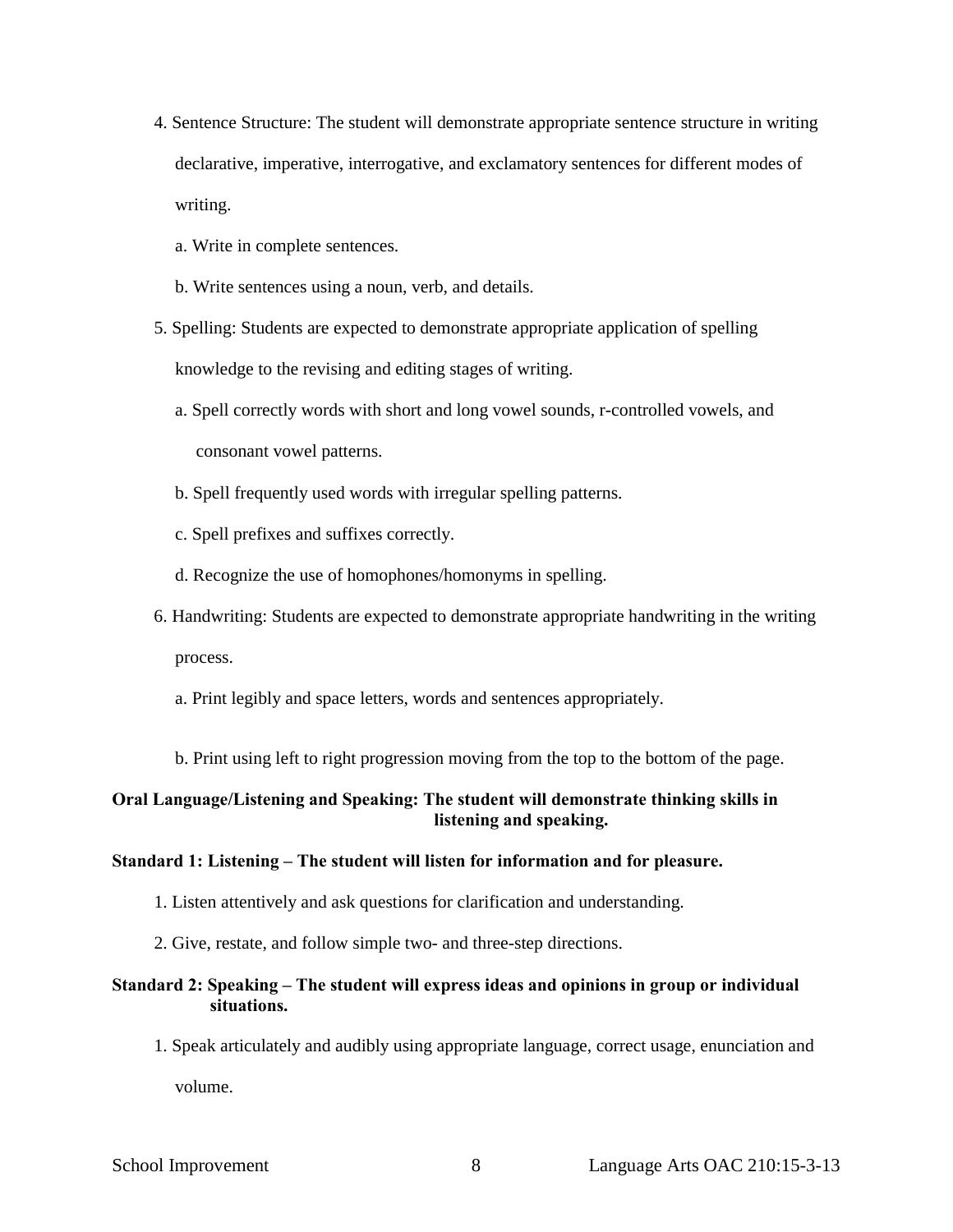4. Sentence Structure: The student will demonstrate appropriate sentence structure in writing declarative, imperative, interrogative, and exclamatory sentences for different modes of writing.

   a. Write in complete sentences.

   b. Write sentences using a noun, verb, and details.

5. Spelling: Students are expected to demonstrate appropriate application of spelling knowledge to the revising and editing stages of writing.

   a. Spell correctly words with short and long vowel sounds, r-controlled vowels, and consonant vowel patterns.

   b. Spell frequently used words with irregular spelling patterns.

   c. Spell prefixes and suffixes correctly.

   d. Recognize the use of homophones/homonyms in spelling.

6. Handwriting: Students are expected to demonstrate appropriate handwriting in the writing process.

   a. Print legibly and space letters, words and sentences appropriately.

   b. Print using left to right progression moving from the top to the bottom of the page.

**Oral Language/Listening and Speaking: The student will demonstrate thinking skills in listening and speaking.**

**Standard 1: Listening – The student will listen for information and for pleasure.**

1. Listen attentively and ask questions for clarification and understanding.

2. Give, restate, and follow simple two- and three-step directions.

**Standard 2: Speaking – The student will express ideas and opinions in group or individual situations.**

1. Speak articulately and audibly using appropriate language, correct usage, enunciation and volume.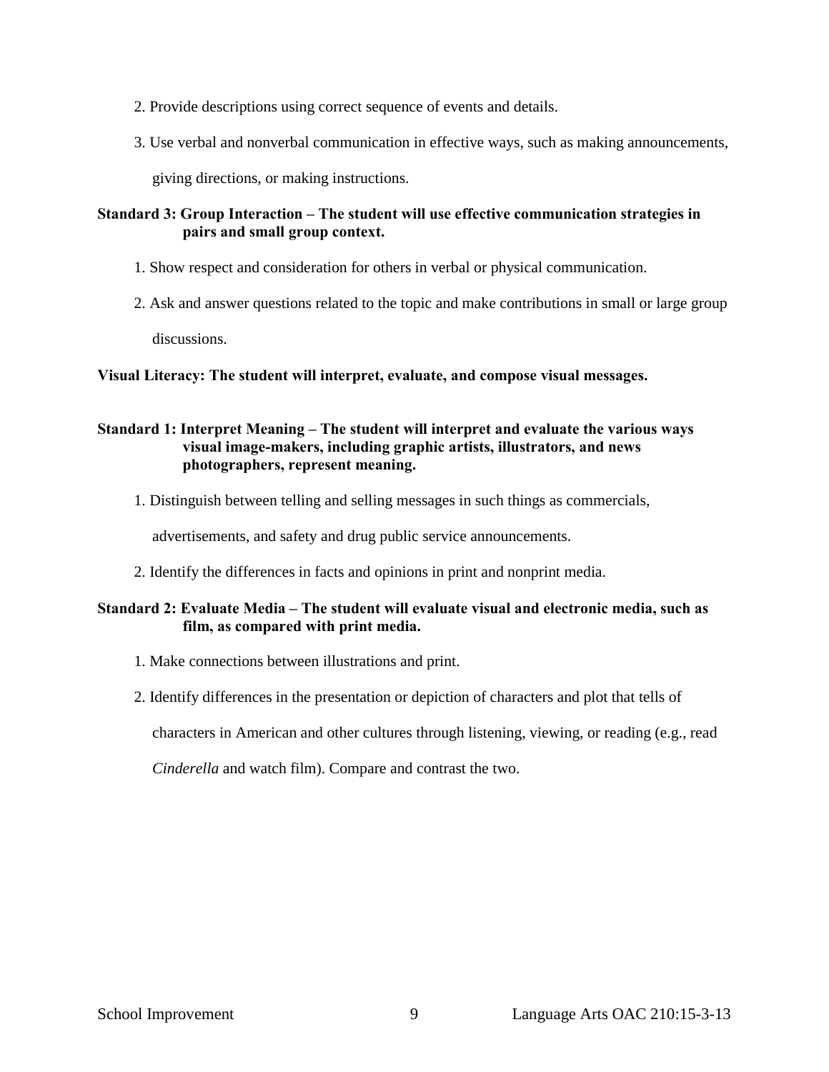2. Provide descriptions using correct sequence of events and details.

3. Use verbal and nonverbal communication in effective ways, such as making announcements, giving directions, or making instructions.

**Standard 3: Group Interaction – The student will use effective communication strategies in pairs and small group context.**

1. Show respect and consideration for others in verbal or physical communication.

2. Ask and answer questions related to the topic and make contributions in small or large group discussions.

**Visual Literacy: The student will interpret, evaluate, and compose visual messages.**

**Standard 1: Interpret Meaning – The student will interpret and evaluate the various ways visual image-makers, including graphic artists, illustrators, and news photographers, represent meaning.**

1. Distinguish between telling and selling messages in such things as commercials, advertisements, and safety and drug public service announcements.

2. Identify the differences in facts and opinions in print and nonprint media.

**Standard 2: Evaluate Media – The student will evaluate visual and electronic media, such as film, as compared with print media.**

1. Make connections between illustrations and print.

2. Identify differences in the presentation or depiction of characters and plot that tells of characters in American and other cultures through listening, viewing, or reading (e.g., read *Cinderella* and watch film). Compare and contrast the two.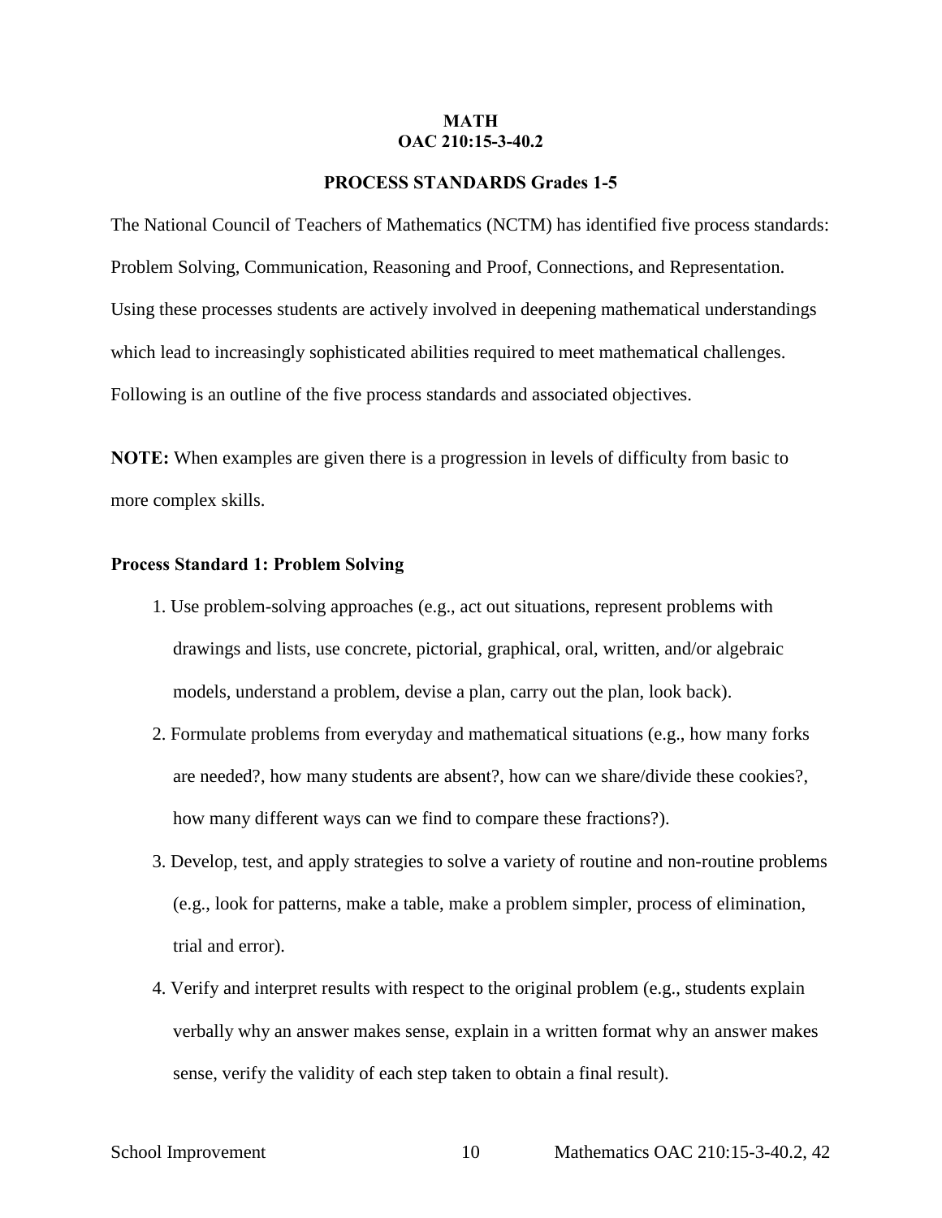**MATH**
**OAC 210:15-3-40.2**

**PROCESS STANDARDS Grades 1-5**

The National Council of Teachers of Mathematics (NCTM) has identified five process standards: Problem Solving, Communication, Reasoning and Proof, Connections, and Representation. Using these processes students are actively involved in deepening mathematical understandings which lead to increasingly sophisticated abilities required to meet mathematical challenges. Following is an outline of the five process standards and associated objectives.

**NOTE:** When examples are given there is a progression in levels of difficulty from basic to more complex skills.

**Process Standard 1: Problem Solving**

1. Use problem-solving approaches (e.g., act out situations, represent problems with drawings and lists, use concrete, pictorial, graphical, oral, written, and/or algebraic models, understand a problem, devise a plan, carry out the plan, look back).
2. Formulate problems from everyday and mathematical situations (e.g., how many forks are needed?, how many students are absent?, how can we share/divide these cookies?, how many different ways can we find to compare these fractions?).
3. Develop, test, and apply strategies to solve a variety of routine and non-routine problems (e.g., look for patterns, make a table, make a problem simpler, process of elimination, trial and error).
4. Verify and interpret results with respect to the original problem (e.g., students explain verbally why an answer makes sense, explain in a written format why an answer makes sense, verify the validity of each step taken to obtain a final result).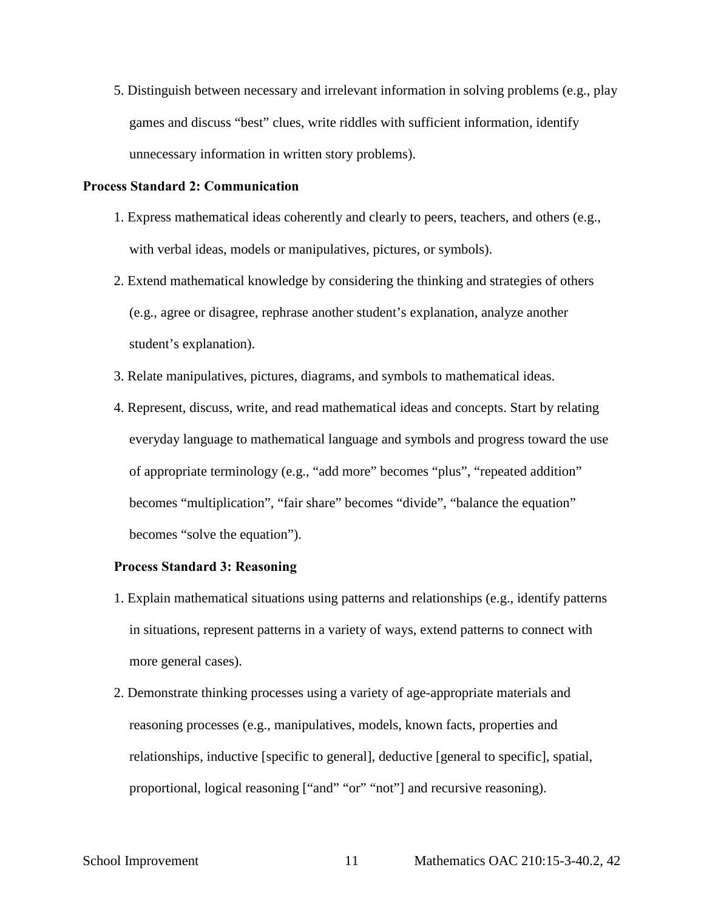5. Distinguish between necessary and irrelevant information in solving problems (e.g., play games and discuss "best" clues, write riddles with sufficient information, identify unnecessary information in written story problems).

**Process Standard 2: Communication**

1. Express mathematical ideas coherently and clearly to peers, teachers, and others (e.g., with verbal ideas, models or manipulatives, pictures, or symbols).
2. Extend mathematical knowledge by considering the thinking and strategies of others (e.g., agree or disagree, rephrase another student's explanation, analyze another student's explanation).
3. Relate manipulatives, pictures, diagrams, and symbols to mathematical ideas.
4. Represent, discuss, write, and read mathematical ideas and concepts. Start by relating everyday language to mathematical language and symbols and progress toward the use of appropriate terminology (e.g., "add more" becomes "plus", "repeated addition" becomes "multiplication", "fair share" becomes "divide", "balance the equation" becomes "solve the equation").

**Process Standard 3: Reasoning**

1. Explain mathematical situations using patterns and relationships (e.g., identify patterns in situations, represent patterns in a variety of ways, extend patterns to connect with more general cases).
2. Demonstrate thinking processes using a variety of age-appropriate materials and reasoning processes (e.g., manipulatives, models, known facts, properties and relationships, inductive [specific to general], deductive [general to specific], spatial, proportional, logical reasoning ["and" "or" "not"] and recursive reasoning).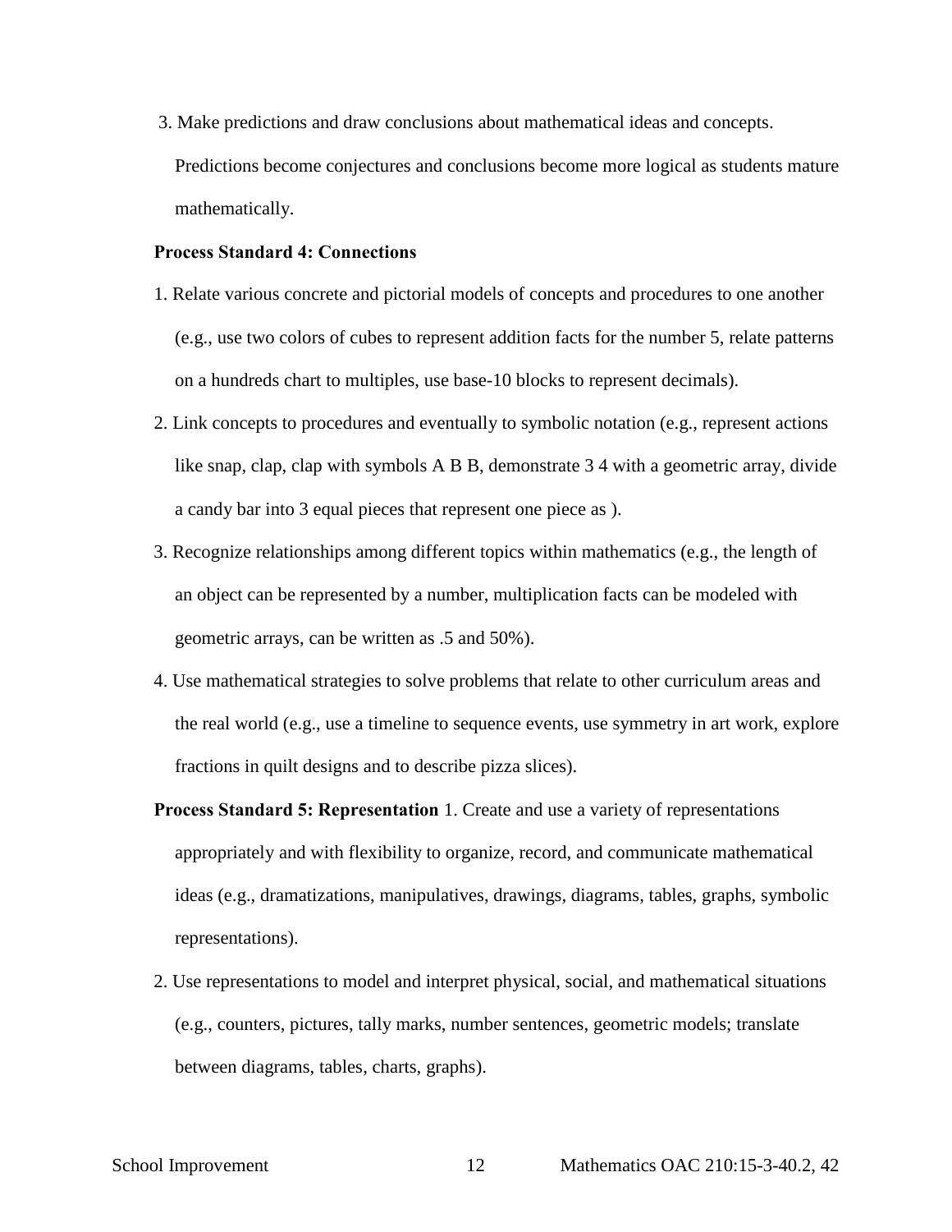3. Make predictions and draw conclusions about mathematical ideas and concepts. Predictions become conjectures and conclusions become more logical as students mature mathematically.

**Process Standard 4: Connections**

1. Relate various concrete and pictorial models of concepts and procedures to one another (e.g., use two colors of cubes to represent addition facts for the number 5, relate patterns on a hundreds chart to multiples, use base-10 blocks to represent decimals).
2. Link concepts to procedures and eventually to symbolic notation (e.g., represent actions like snap, clap, clap with symbols A B B, demonstrate 3 4 with a geometric array, divide a candy bar into 3 equal pieces that represent one piece as ).
3. Recognize relationships among different topics within mathematics (e.g., the length of an object can be represented by a number, multiplication facts can be modeled with geometric arrays, can be written as .5 and 50%).
4. Use mathematical strategies to solve problems that relate to other curriculum areas and the real world (e.g., use a timeline to sequence events, use symmetry in art work, explore fractions in quilt designs and to describe pizza slices).

**Process Standard 5: Representation** 1. Create and use a variety of representations appropriately and with flexibility to organize, record, and communicate mathematical ideas (e.g., dramatizations, manipulatives, drawings, diagrams, tables, graphs, symbolic representations).

2. Use representations to model and interpret physical, social, and mathematical situations (e.g., counters, pictures, tally marks, number sentences, geometric models; translate between diagrams, tables, charts, graphs).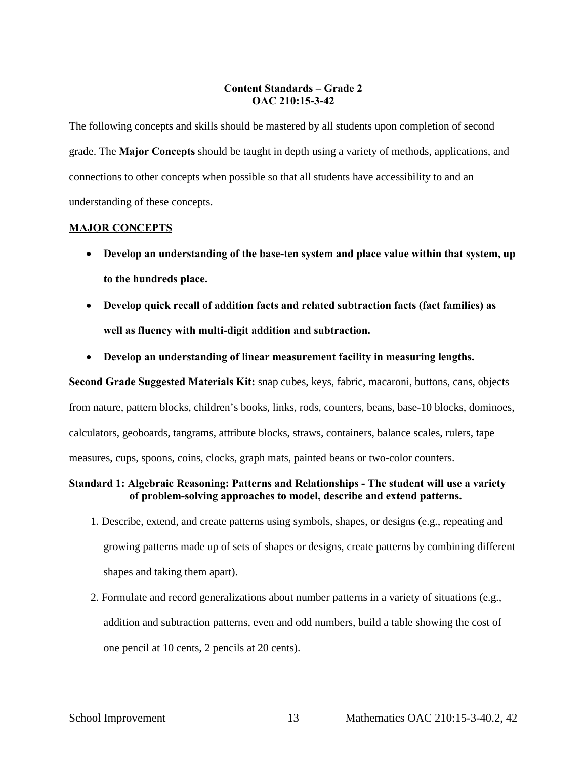## Content Standards – Grade 2
## OAC 210:15-3-42

The following concepts and skills should be mastered by all students upon completion of second grade. The **Major Concepts** should be taught in depth using a variety of methods, applications, and connections to other concepts when possible so that all students have accessibility to and an understanding of these concepts.

**MAJOR CONCEPTS**

- **Develop an understanding of the base-ten system and place value within that system, up to the hundreds place.**
- **Develop quick recall of addition facts and related subtraction facts (fact families) as well as fluency with multi-digit addition and subtraction.**
- **Develop an understanding of linear measurement facility in measuring lengths.**

**Second Grade Suggested Materials Kit:** snap cubes, keys, fabric, macaroni, buttons, cans, objects from nature, pattern blocks, children's books, links, rods, counters, beans, base-10 blocks, dominoes, calculators, geoboards, tangrams, attribute blocks, straws, containers, balance scales, rulers, tape measures, cups, spoons, coins, clocks, graph mats, painted beans or two-color counters.

**Standard 1: Algebraic Reasoning: Patterns and Relationships - The student will use a variety of problem-solving approaches to model, describe and extend patterns.**

1. Describe, extend, and create patterns using symbols, shapes, or designs (e.g., repeating and growing patterns made up of sets of shapes or designs, create patterns by combining different shapes and taking them apart).
2. Formulate and record generalizations about number patterns in a variety of situations (e.g., addition and subtraction patterns, even and odd numbers, build a table showing the cost of one pencil at 10 cents, 2 pencils at 20 cents).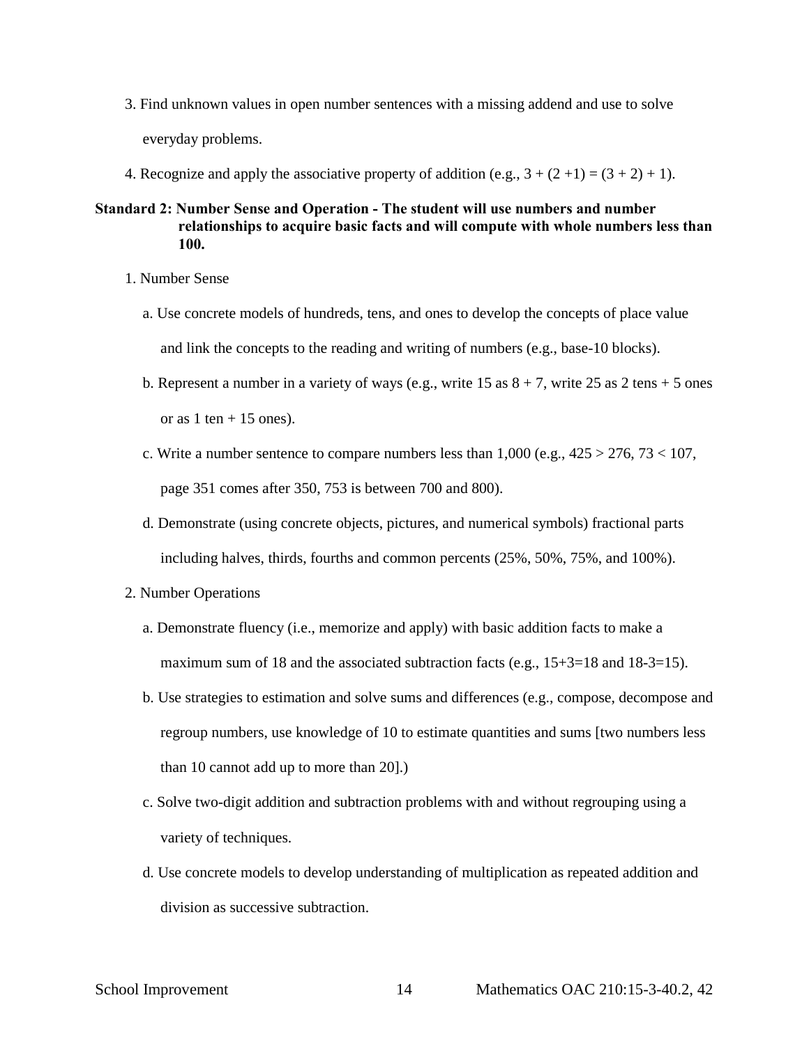3. Find unknown values in open number sentences with a missing addend and use to solve everyday problems.

4. Recognize and apply the associative property of addition (e.g., $3 + (2 + 1) = (3 + 2) + 1$).

**Standard 2: Number Sense and Operation - The student will use numbers and number relationships to acquire basic facts and will compute with whole numbers less than 100.**

1. Number Sense
   - a. Use concrete models of hundreds, tens, and ones to develop the concepts of place value and link the concepts to the reading and writing of numbers (e.g., base-10 blocks).
   - b. Represent a number in a variety of ways (e.g., write 15 as $8 + 7$, write 25 as 2 tens + 5 ones or as 1 ten + 15 ones).
   - c. Write a number sentence to compare numbers less than 1,000 (e.g., $425 > 276$, $73 < 107$, page 351 comes after 350, 753 is between 700 and 800).
   - d. Demonstrate (using concrete objects, pictures, and numerical symbols) fractional parts including halves, thirds, fourths and common percents (25%, 50%, 75%, and 100%).

2. Number Operations
   - a. Demonstrate fluency (i.e., memorize and apply) with basic addition facts to make a maximum sum of 18 and the associated subtraction facts (e.g., $15+3=18$ and $18-3=15$).
   - b. Use strategies to estimation and solve sums and differences (e.g., compose, decompose and regroup numbers, use knowledge of 10 to estimate quantities and sums [two numbers less than 10 cannot add up to more than 20].)
   - c. Solve two-digit addition and subtraction problems with and without regrouping using a variety of techniques.
   - d. Use concrete models to develop understanding of multiplication as repeated addition and division as successive subtraction.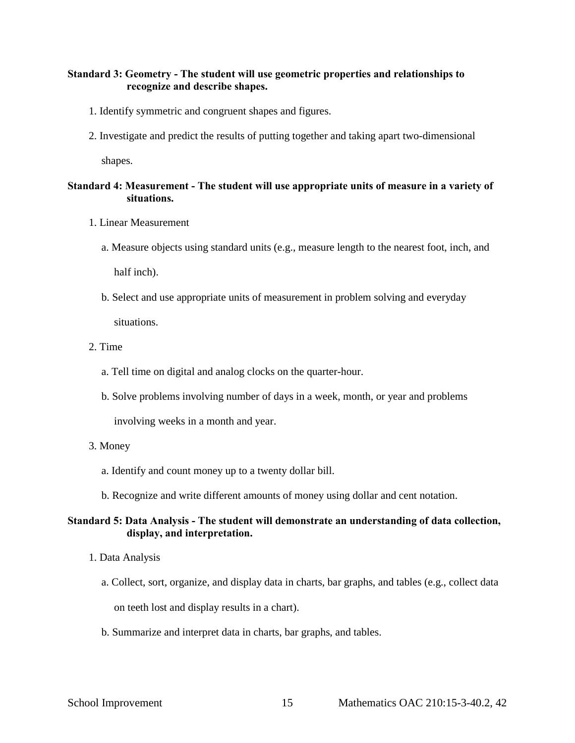**Standard 3: Geometry - The student will use geometric properties and relationships to recognize and describe shapes.**

1. Identify symmetric and congruent shapes and figures.
2. Investigate and predict the results of putting together and taking apart two-dimensional shapes.

**Standard 4: Measurement - The student will use appropriate units of measure in a variety of situations.**

1. Linear Measurement
   a. Measure objects using standard units (e.g., measure length to the nearest foot, inch, and half inch).
   b. Select and use appropriate units of measurement in problem solving and everyday situations.
2. Time
   a. Tell time on digital and analog clocks on the quarter-hour.
   b. Solve problems involving number of days in a week, month, or year and problems involving weeks in a month and year.
3. Money
   a. Identify and count money up to a twenty dollar bill.
   b. Recognize and write different amounts of money using dollar and cent notation.

**Standard 5: Data Analysis - The student will demonstrate an understanding of data collection, display, and interpretation.**

1. Data Analysis
   a. Collect, sort, organize, and display data in charts, bar graphs, and tables (e.g., collect data on teeth lost and display results in a chart).
   b. Summarize and interpret data in charts, bar graphs, and tables.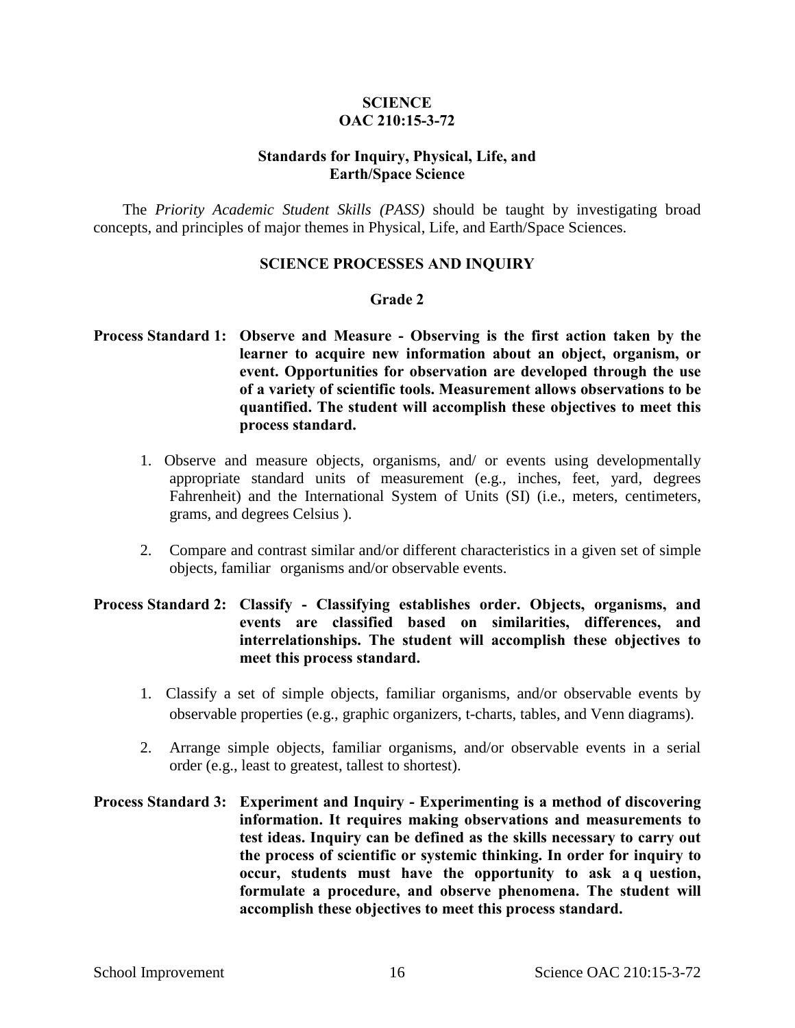# SCIENCE
# OAC 210:15-3-72

## Standards for Inquiry, Physical, Life, and Earth/Space Science

The *Priority Academic Student Skills (PASS)* should be taught by investigating broad concepts, and principles of major themes in Physical, Life, and Earth/Space Sciences.

## SCIENCE PROCESSES AND INQUIRY

### Grade 2

**Process Standard 1: Observe and Measure - Observing is the first action taken by the learner to acquire new information about an object, organism, or event. Opportunities for observation are developed through the use of a variety of scientific tools. Measurement allows observations to be quantified. The student will accomplish these objectives to meet this process standard.**

1. Observe and measure objects, organisms, and/ or events using developmentally appropriate standard units of measurement (e.g., inches, feet, yard, degrees Fahrenheit) and the International System of Units (SI) (i.e., meters, centimeters, grams, and degrees Celsius ).

2. Compare and contrast similar and/or different characteristics in a given set of simple objects, familiar organisms and/or observable events.

**Process Standard 2: Classify - Classifying establishes order. Objects, organisms, and events are classified based on similarities, differences, and interrelationships. The student will accomplish these objectives to meet this process standard.**

1. Classify a set of simple objects, familiar organisms, and/or observable events by observable properties (e.g., graphic organizers, t-charts, tables, and Venn diagrams).

2. Arrange simple objects, familiar organisms, and/or observable events in a serial order (e.g., least to greatest, tallest to shortest).

**Process Standard 3: Experiment and Inquiry - Experimenting is a method of discovering information. It requires making observations and measurements to test ideas. Inquiry can be defined as the skills necessary to carry out the process of scientific or systemic thinking. In order for inquiry to occur, students must have the opportunity to ask a q uestion, formulate a procedure, and observe phenomena. The student will accomplish these objectives to meet this process standard.**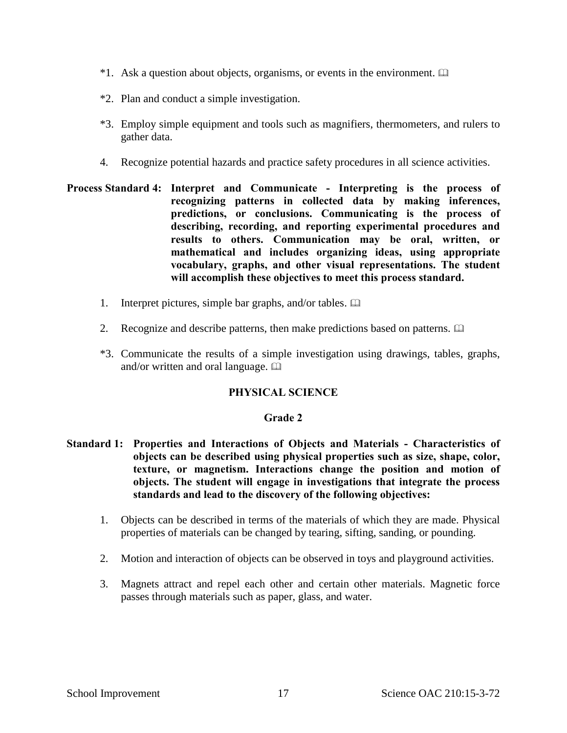*1. Ask a question about objects, organisms, or events in the environment. 📖

*2. Plan and conduct a simple investigation.

*3. Employ simple equipment and tools such as magnifiers, thermometers, and rulers to gather data.

4. Recognize potential hazards and practice safety procedures in all science activities.

**Process Standard 4: Interpret and Communicate - Interpreting is the process of recognizing patterns in collected data by making inferences, predictions, or conclusions. Communicating is the process of describing, recording, and reporting experimental procedures and results to others. Communication may be oral, written, or mathematical and includes organizing ideas, using appropriate vocabulary, graphs, and other visual representations. The student will accomplish these objectives to meet this process standard.**

1. Interpret pictures, simple bar graphs, and/or tables. 📖

2. Recognize and describe patterns, then make predictions based on patterns. 📖

*3. Communicate the results of a simple investigation using drawings, tables, graphs, and/or written and oral language. 📖

## PHYSICAL SCIENCE

### Grade 2

**Standard 1: Properties and Interactions of Objects and Materials - Characteristics of objects can be described using physical properties such as size, shape, color, texture, or magnetism. Interactions change the position and motion of objects. The student will engage in investigations that integrate the process standards and lead to the discovery of the following objectives:**

1. Objects can be described in terms of the materials of which they are made. Physical properties of materials can be changed by tearing, sifting, sanding, or pounding.

2. Motion and interaction of objects can be observed in toys and playground activities.

3. Magnets attract and repel each other and certain other materials. Magnetic force passes through materials such as paper, glass, and water.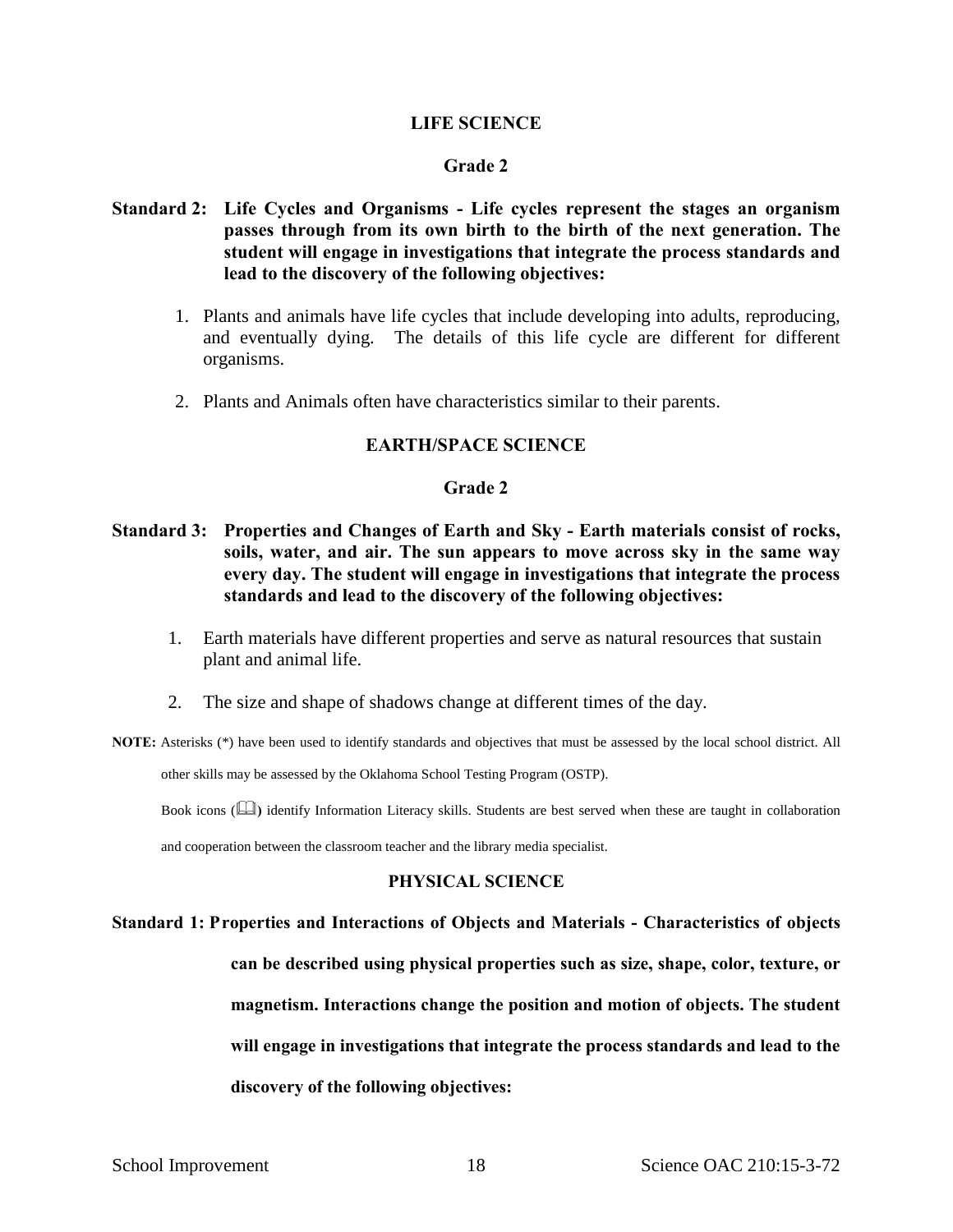## LIFE SCIENCE

### Grade 2

**Standard 2: Life Cycles and Organisms - Life cycles represent the stages an organism passes through from its own birth to the birth of the next generation. The student will engage in investigations that integrate the process standards and lead to the discovery of the following objectives:**

1. Plants and animals have life cycles that include developing into adults, reproducing, and eventually dying. The details of this life cycle are different for different organisms.

2. Plants and Animals often have characteristics similar to their parents.

## EARTH/SPACE SCIENCE

### Grade 2

**Standard 3: Properties and Changes of Earth and Sky - Earth materials consist of rocks, soils, water, and air. The sun appears to move across sky in the same way every day. The student will engage in investigations that integrate the process standards and lead to the discovery of the following objectives:**

1. Earth materials have different properties and serve as natural resources that sustain plant and animal life.

2. The size and shape of shadows change at different times of the day.

**NOTE:** Asterisks (*) have been used to identify standards and objectives that must be assessed by the local school district. All other skills may be assessed by the Oklahoma School Testing Program (OSTP).

Book icons (📖) identify Information Literacy skills. Students are best served when these are taught in collaboration and cooperation between the classroom teacher and the library media specialist.

## PHYSICAL SCIENCE

**Standard 1: Properties and Interactions of Objects and Materials - Characteristics of objects can be described using physical properties such as size, shape, color, texture, or magnetism. Interactions change the position and motion of objects. The student will engage in investigations that integrate the process standards and lead to the discovery of the following objectives:**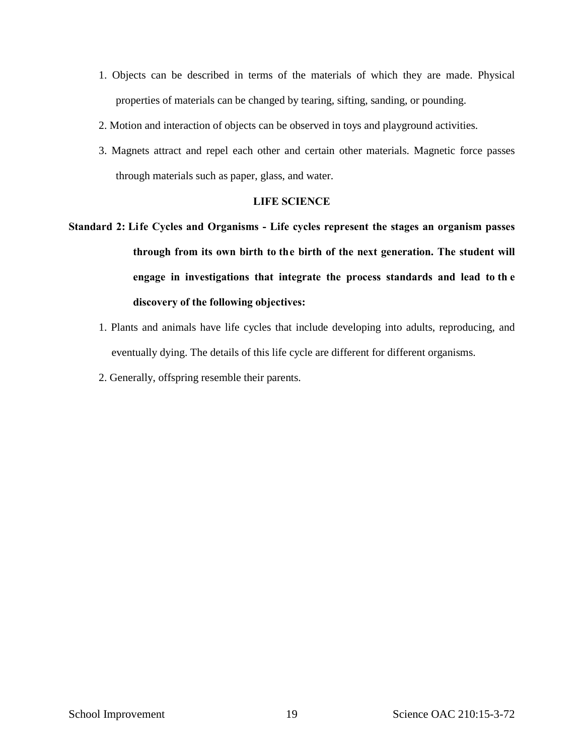1. Objects can be described in terms of the materials of which they are made. Physical properties of materials can be changed by tearing, sifting, sanding, or pounding.
2. Motion and interaction of objects can be observed in toys and playground activities.
3. Magnets attract and repel each other and certain other materials. Magnetic force passes through materials such as paper, glass, and water.

### LIFE SCIENCE

**Standard 2: Life Cycles and Organisms - Life cycles represent the stages an organism passes through from its own birth to the birth of the next generation. The student will engage in investigations that integrate the process standards and lead to the discovery of the following objectives:**

1. Plants and animals have life cycles that include developing into adults, reproducing, and eventually dying. The details of this life cycle are different for different organisms.
2. Generally, offspring resemble their parents.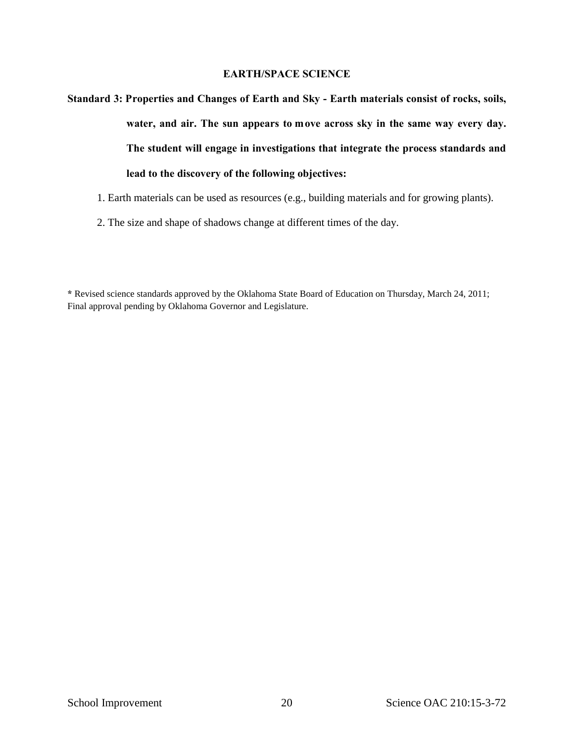## EARTH/SPACE SCIENCE

**Standard 3: Properties and Changes of Earth and Sky - Earth materials consist of rocks, soils, water, and air. The sun appears to move across sky in the same way every day. The student will engage in investigations that integrate the process standards and lead to the discovery of the following objectives:**

1. Earth materials can be used as resources (e.g., building materials and for growing plants).
2. The size and shape of shadows change at different times of the day.

**\*** Revised science standards approved by the Oklahoma State Board of Education on Thursday, March 24, 2011; Final approval pending by Oklahoma Governor and Legislature.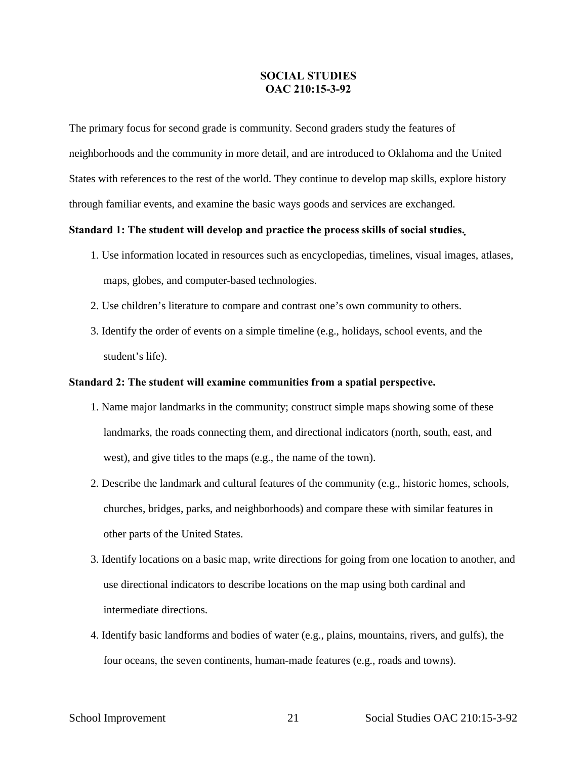# SOCIAL STUDIES
## OAC 210:15-3-92

The primary focus for second grade is community. Second graders study the features of neighborhoods and the community in more detail, and are introduced to Oklahoma and the United States with references to the rest of the world. They continue to develop map skills, explore history through familiar events, and examine the basic ways goods and services are exchanged.

**Standard 1: The student will develop and practice the process skills of social studies.**

1. Use information located in resources such as encyclopedias, timelines, visual images, atlases, maps, globes, and computer-based technologies.
2. Use children's literature to compare and contrast one's own community to others.
3. Identify the order of events on a simple timeline (e.g., holidays, school events, and the student's life).

**Standard 2: The student will examine communities from a spatial perspective.**

1. Name major landmarks in the community; construct simple maps showing some of these landmarks, the roads connecting them, and directional indicators (north, south, east, and west), and give titles to the maps (e.g., the name of the town).
2. Describe the landmark and cultural features of the community (e.g., historic homes, schools, churches, bridges, parks, and neighborhoods) and compare these with similar features in other parts of the United States.
3. Identify locations on a basic map, write directions for going from one location to another, and use directional indicators to describe locations on the map using both cardinal and intermediate directions.
4. Identify basic landforms and bodies of water (e.g., plains, mountains, rivers, and gulfs), the four oceans, the seven continents, human-made features (e.g., roads and towns).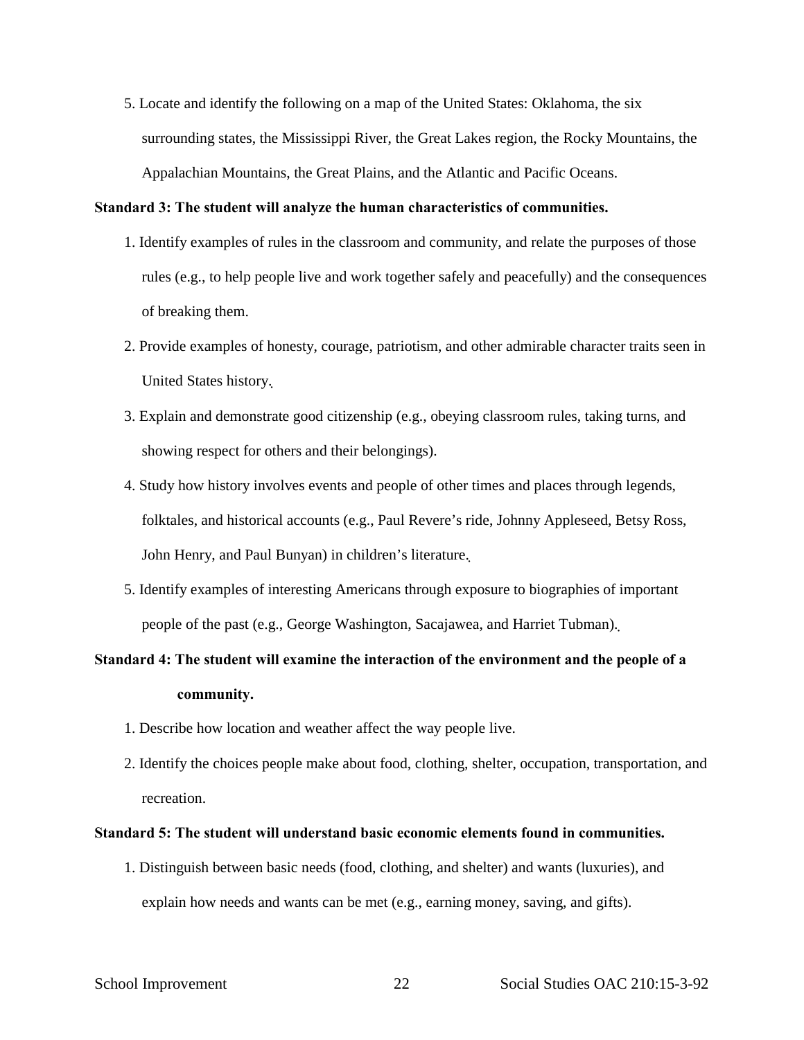5. Locate and identify the following on a map of the United States: Oklahoma, the six surrounding states, the Mississippi River, the Great Lakes region, the Rocky Mountains, the Appalachian Mountains, the Great Plains, and the Atlantic and Pacific Oceans.

**Standard 3: The student will analyze the human characteristics of communities.**

1. Identify examples of rules in the classroom and community, and relate the purposes of those rules (e.g., to help people live and work together safely and peacefully) and the consequences of breaking them.
2. Provide examples of honesty, courage, patriotism, and other admirable character traits seen in United States history.
3. Explain and demonstrate good citizenship (e.g., obeying classroom rules, taking turns, and showing respect for others and their belongings).
4. Study how history involves events and people of other times and places through legends, folktales, and historical accounts (e.g., Paul Revere's ride, Johnny Appleseed, Betsy Ross, John Henry, and Paul Bunyan) in children's literature.
5. Identify examples of interesting Americans through exposure to biographies of important people of the past (e.g., George Washington, Sacajawea, and Harriet Tubman).

**Standard 4: The student will examine the interaction of the environment and the people of a community.**

1. Describe how location and weather affect the way people live.
2. Identify the choices people make about food, clothing, shelter, occupation, transportation, and recreation.

**Standard 5: The student will understand basic economic elements found in communities.**

1. Distinguish between basic needs (food, clothing, and shelter) and wants (luxuries), and explain how needs and wants can be met (e.g., earning money, saving, and gifts).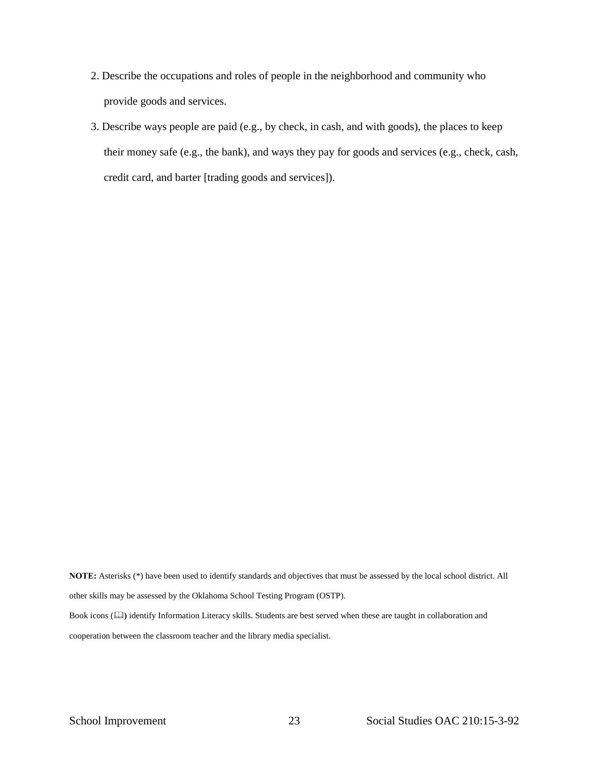2. Describe the occupations and roles of people in the neighborhood and community who provide goods and services.
3. Describe ways people are paid (e.g., by check, in cash, and with goods), the places to keep their money safe (e.g., the bank), and ways they pay for goods and services (e.g., check, cash, credit card, and barter [trading goods and services]).

**NOTE:** Asterisks (*) have been used to identify standards and objectives that must be assessed by the local school district. All other skills may be assessed by the Oklahoma School Testing Program (OSTP).

Book icons (📖) identify Information Literacy skills. Students are best served when these are taught in collaboration and cooperation between the classroom teacher and the library media specialist.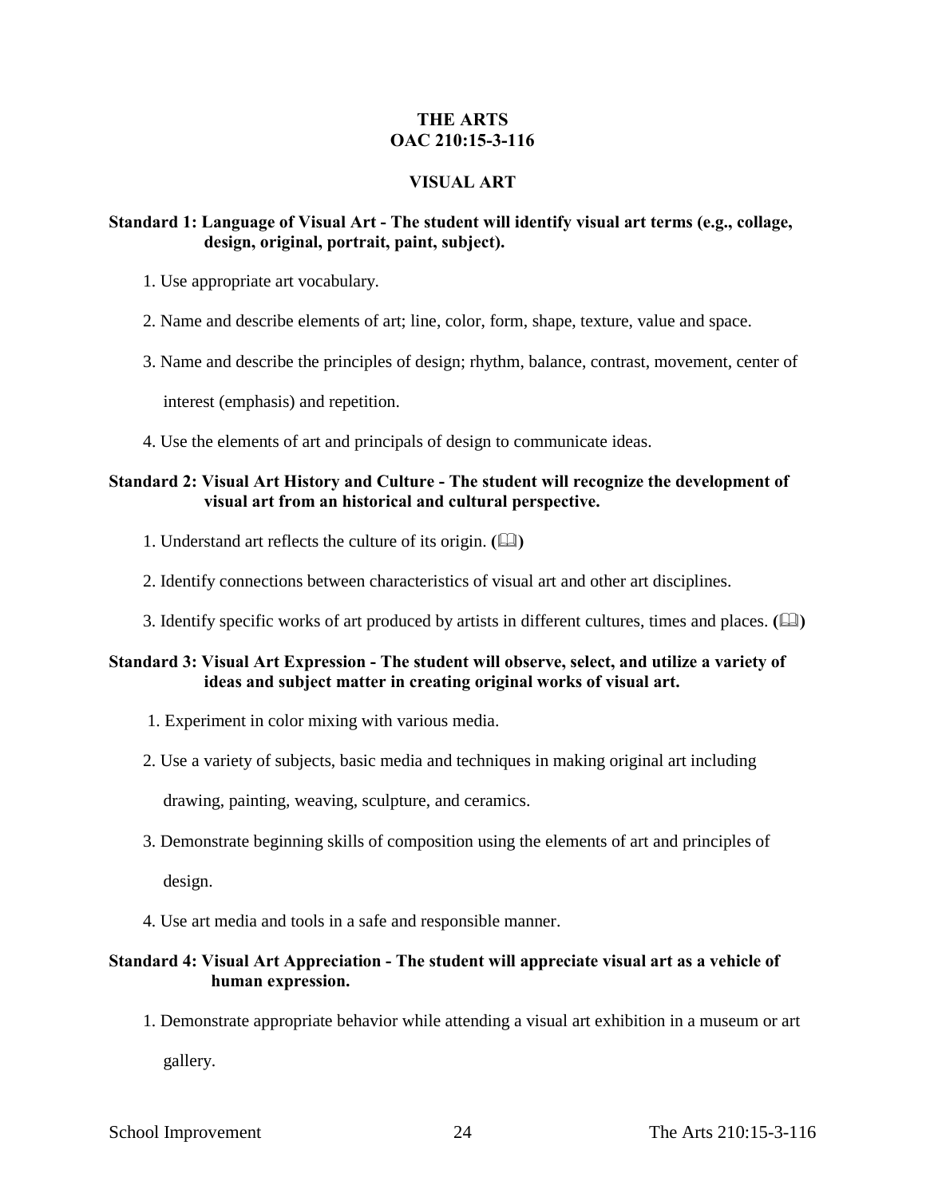# THE ARTS
# OAC 210:15-3-116

## VISUAL ART

**Standard 1: Language of Visual Art - The student will identify visual art terms (e.g., collage, design, original, portrait, paint, subject).**

1. Use appropriate art vocabulary.
2. Name and describe elements of art; line, color, form, shape, texture, value and space.
3. Name and describe the principles of design; rhythm, balance, contrast, movement, center of interest (emphasis) and repetition.
4. Use the elements of art and principals of design to communicate ideas.

**Standard 2: Visual Art History and Culture - The student will recognize the development of visual art from an historical and cultural perspective.**

1. Understand art reflects the culture of its origin. (📖)
2. Identify connections between characteristics of visual art and other art disciplines.
3. Identify specific works of art produced by artists in different cultures, times and places. (📖)

**Standard 3: Visual Art Expression - The student will observe, select, and utilize a variety of ideas and subject matter in creating original works of visual art.**

1. Experiment in color mixing with various media.
2. Use a variety of subjects, basic media and techniques in making original art including drawing, painting, weaving, sculpture, and ceramics.
3. Demonstrate beginning skills of composition using the elements of art and principles of design.
4. Use art media and tools in a safe and responsible manner.

**Standard 4: Visual Art Appreciation - The student will appreciate visual art as a vehicle of human expression.**

1. Demonstrate appropriate behavior while attending a visual art exhibition in a museum or art gallery.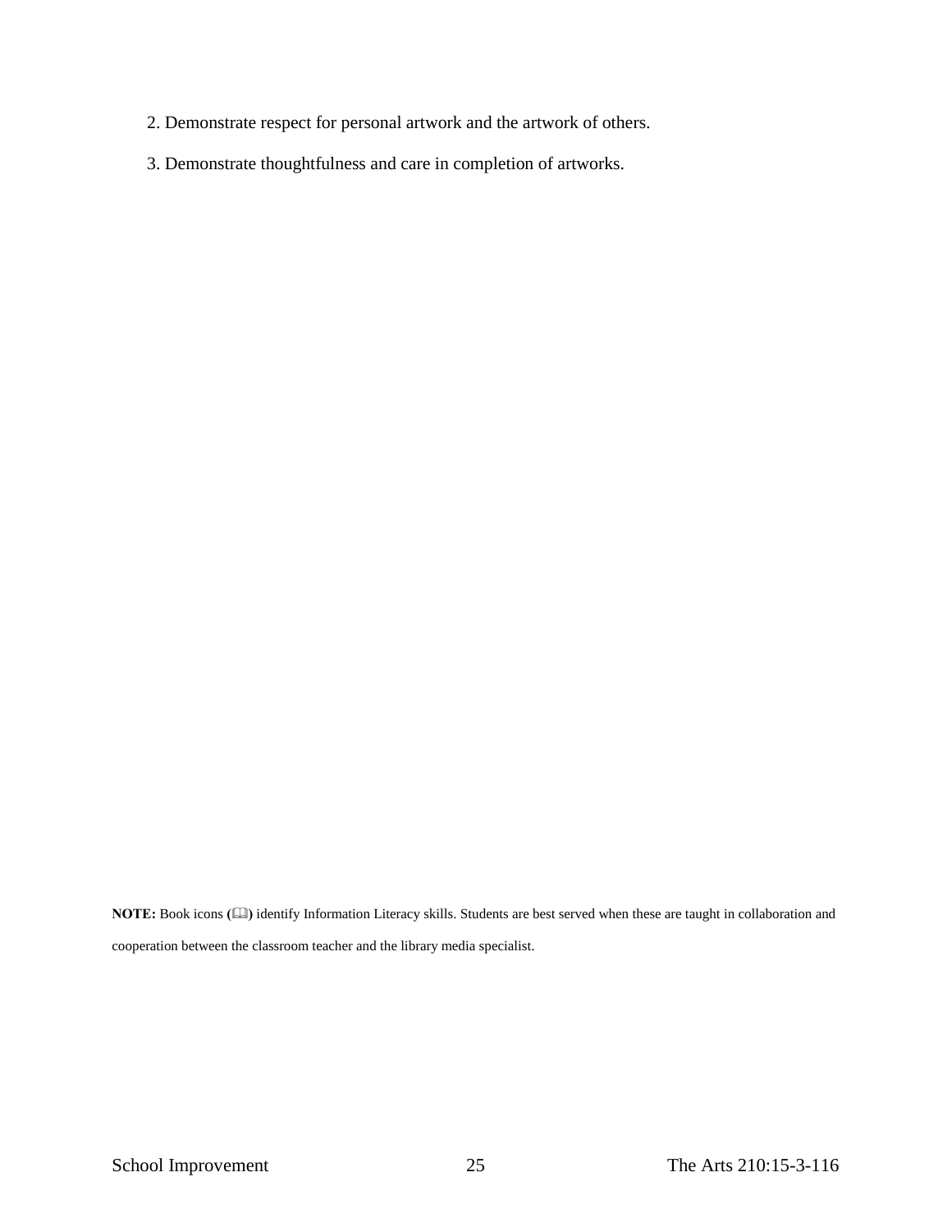2. Demonstrate respect for personal artwork and the artwork of others.

3. Demonstrate thoughtfulness and care in completion of artworks.

**NOTE:** Book icons (📖) identify Information Literacy skills. Students are best served when these are taught in collaboration and cooperation between the classroom teacher and the library media specialist.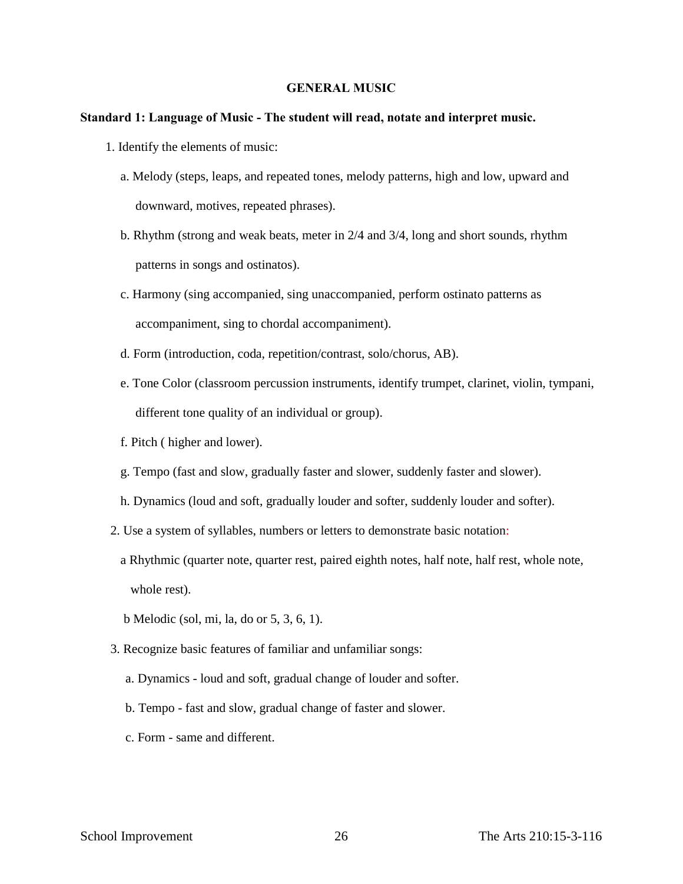## GENERAL MUSIC

**Standard 1: Language of Music - The student will read, notate and interpret music.**

1. Identify the elements of music:
   - a. Melody (steps, leaps, and repeated tones, melody patterns, high and low, upward and downward, motives, repeated phrases).
   - b. Rhythm (strong and weak beats, meter in 2/4 and 3/4, long and short sounds, rhythm patterns in songs and ostinatos).
   - c. Harmony (sing accompanied, sing unaccompanied, perform ostinato patterns as accompaniment, sing to chordal accompaniment).
   - d. Form (introduction, coda, repetition/contrast, solo/chorus, AB).
   - e. Tone Color (classroom percussion instruments, identify trumpet, clarinet, violin, tympani, different tone quality of an individual or group).
   - f. Pitch ( higher and lower).
   - g. Tempo (fast and slow, gradually faster and slower, suddenly faster and slower).
   - h. Dynamics (loud and soft, gradually louder and softer, suddenly louder and softer).
2. Use a system of syllables, numbers or letters to demonstrate basic notation:
   - a Rhythmic (quarter note, quarter rest, paired eighth notes, half note, half rest, whole note, whole rest).
   - b Melodic (sol, mi, la, do or 5, 3, 6, 1).
3. Recognize basic features of familiar and unfamiliar songs:
   - a. Dynamics - loud and soft, gradual change of louder and softer.
   - b. Tempo - fast and slow, gradual change of faster and slower.
   - c. Form - same and different.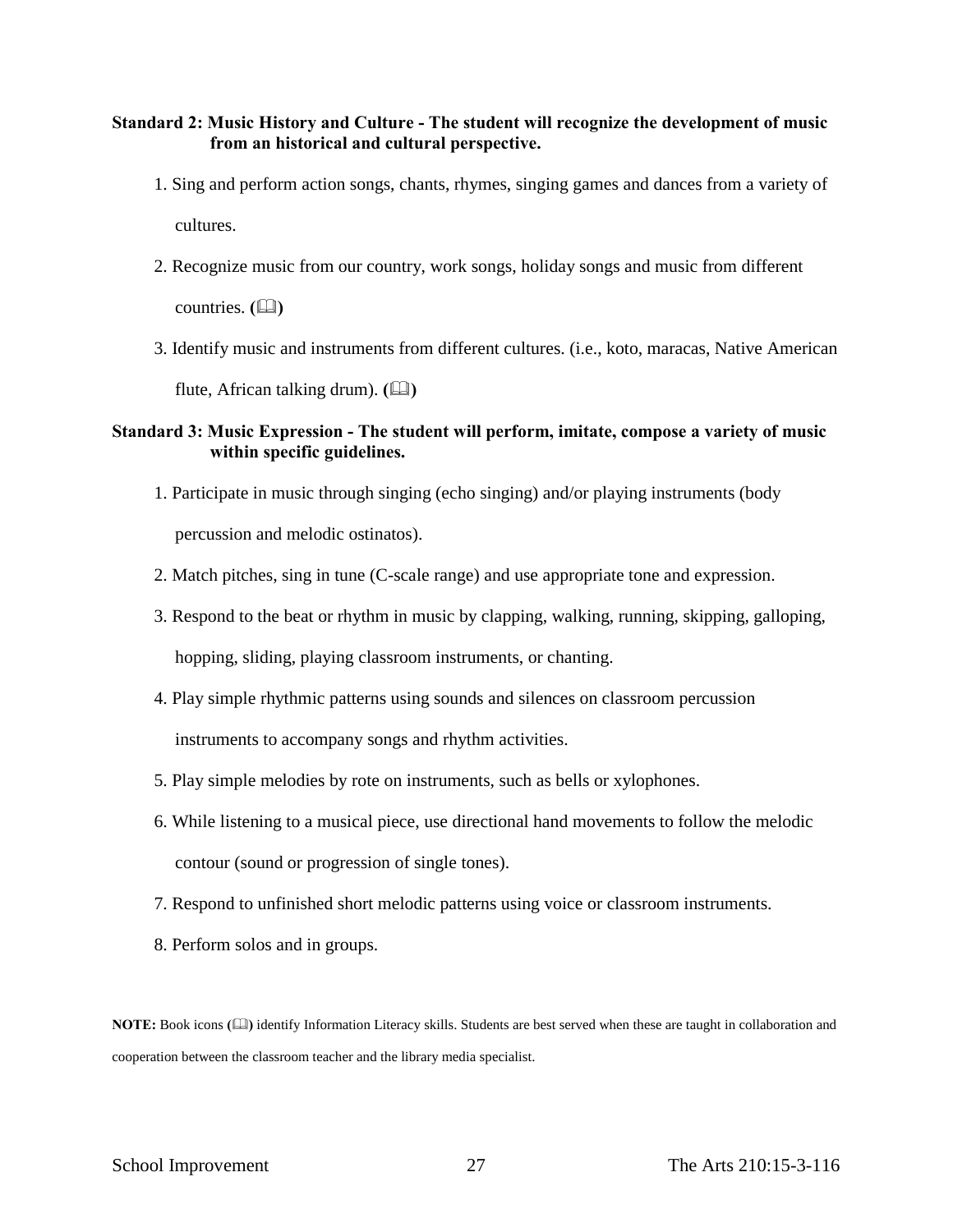**Standard 2: Music History and Culture - The student will recognize the development of music from an historical and cultural perspective.**

1. Sing and perform action songs, chants, rhymes, singing games and dances from a variety of cultures.
2. Recognize music from our country, work songs, holiday songs and music from different countries. **(🕮)**
3. Identify music and instruments from different cultures. (i.e., koto, maracas, Native American flute, African talking drum). **(🕮)**

**Standard 3: Music Expression - The student will perform, imitate, compose a variety of music within specific guidelines.**

1. Participate in music through singing (echo singing) and/or playing instruments (body percussion and melodic ostinatos).
2. Match pitches, sing in tune (C-scale range) and use appropriate tone and expression.
3. Respond to the beat or rhythm in music by clapping, walking, running, skipping, galloping, hopping, sliding, playing classroom instruments, or chanting.
4. Play simple rhythmic patterns using sounds and silences on classroom percussion instruments to accompany songs and rhythm activities.
5. Play simple melodies by rote on instruments, such as bells or xylophones.
6. While listening to a musical piece, use directional hand movements to follow the melodic contour (sound or progression of single tones).
7. Respond to unfinished short melodic patterns using voice or classroom instruments.
8. Perform solos and in groups.

**NOTE:** Book icons **(🕮)** identify Information Literacy skills. Students are best served when these are taught in collaboration and cooperation between the classroom teacher and the library media specialist.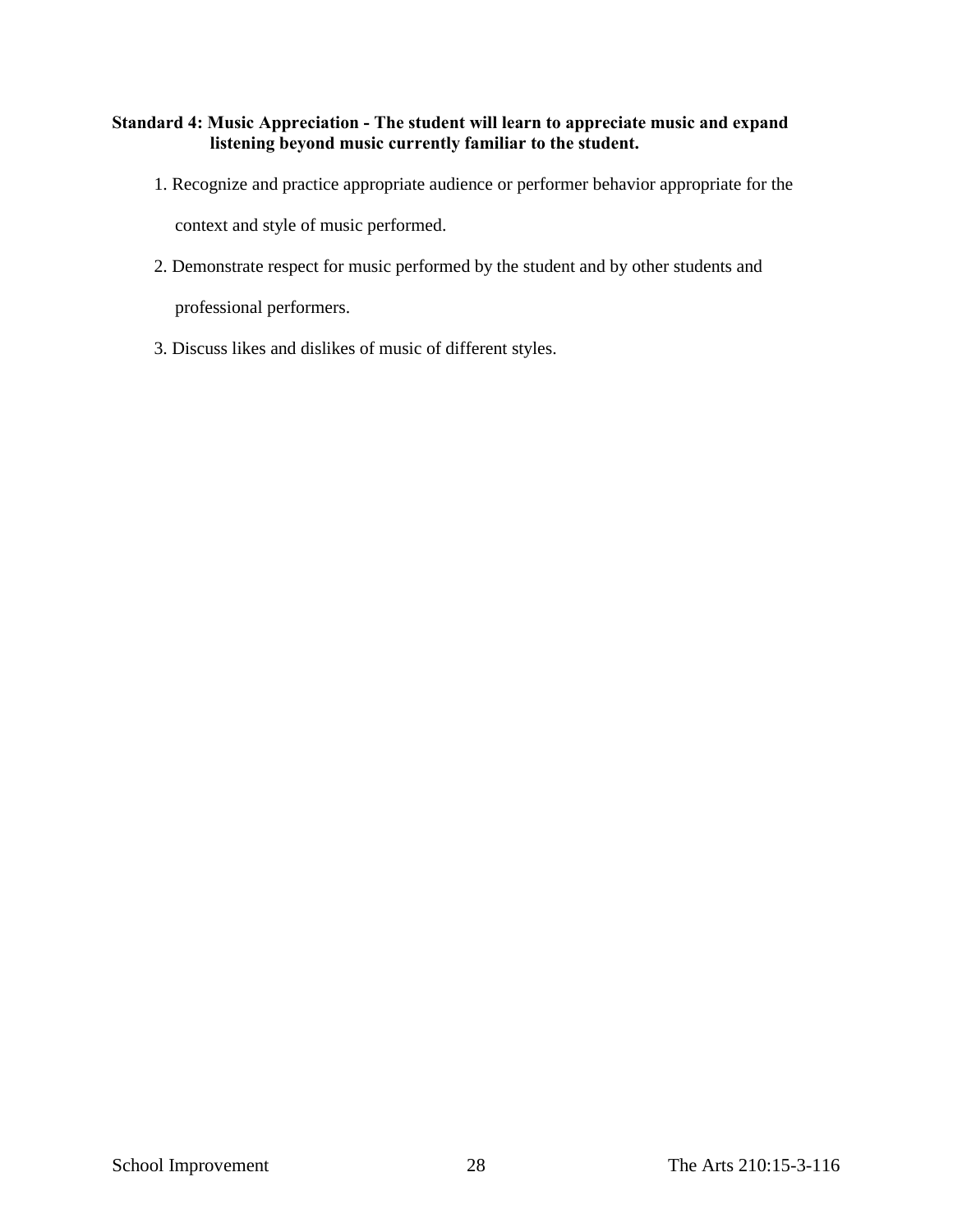**Standard 4: Music Appreciation - The student will learn to appreciate music and expand listening beyond music currently familiar to the student.**

1. Recognize and practice appropriate audience or performer behavior appropriate for the context and style of music performed.
2. Demonstrate respect for music performed by the student and by other students and professional performers.
3. Discuss likes and dislikes of music of different styles.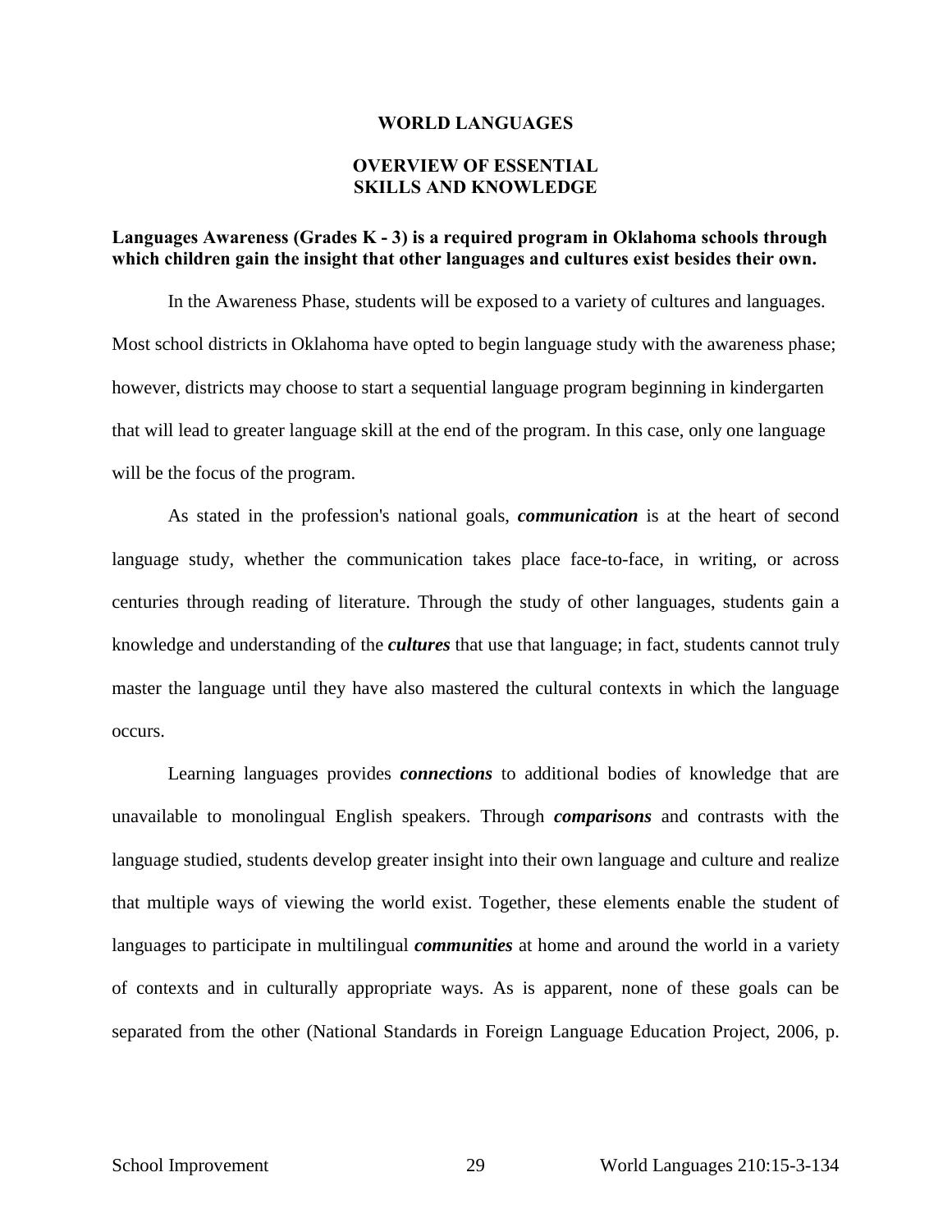# WORLD LANGUAGES

## OVERVIEW OF ESSENTIAL SKILLS AND KNOWLEDGE

**Languages Awareness (Grades K - 3) is a required program in Oklahoma schools through which children gain the insight that other languages and cultures exist besides their own.**

In the Awareness Phase, students will be exposed to a variety of cultures and languages. Most school districts in Oklahoma have opted to begin language study with the awareness phase; however, districts may choose to start a sequential language program beginning in kindergarten that will lead to greater language skill at the end of the program. In this case, only one language will be the focus of the program.

As stated in the profession's national goals, ***communication*** is at the heart of second language study, whether the communication takes place face-to-face, in writing, or across centuries through reading of literature. Through the study of other languages, students gain a knowledge and understanding of the ***cultures*** that use that language; in fact, students cannot truly master the language until they have also mastered the cultural contexts in which the language occurs.

Learning languages provides ***connections*** to additional bodies of knowledge that are unavailable to monolingual English speakers. Through ***comparisons*** and contrasts with the language studied, students develop greater insight into their own language and culture and realize that multiple ways of viewing the world exist. Together, these elements enable the student of languages to participate in multilingual ***communities*** at home and around the world in a variety of contexts and in culturally appropriate ways. As is apparent, none of these goals can be separated from the other (National Standards in Foreign Language Education Project, 2006, p.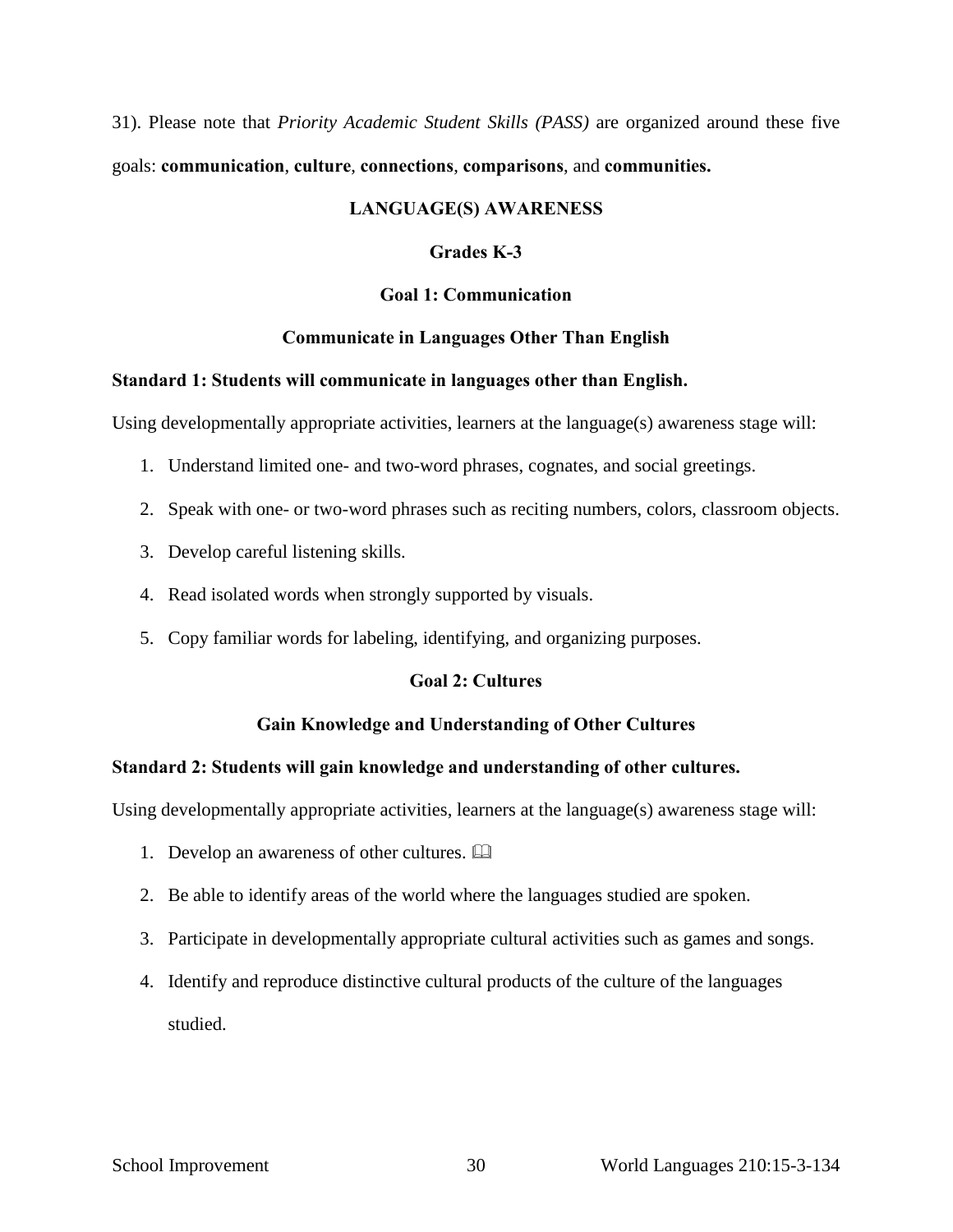31). Please note that *Priority Academic Student Skills (PASS)* are organized around these five goals: **communication**, **culture**, **connections**, **comparisons**, and **communities.**

## LANGUAGE(S) AWARENESS

### Grades K-3

### Goal 1: Communication

### Communicate in Languages Other Than English

**Standard 1: Students will communicate in languages other than English.**

Using developmentally appropriate activities, learners at the language(s) awareness stage will:

1. Understand limited one- and two-word phrases, cognates, and social greetings.
2. Speak with one- or two-word phrases such as reciting numbers, colors, classroom objects.
3. Develop careful listening skills.
4. Read isolated words when strongly supported by visuals.
5. Copy familiar words for labeling, identifying, and organizing purposes.

### Goal 2: Cultures

### Gain Knowledge and Understanding of Other Cultures

**Standard 2: Students will gain knowledge and understanding of other cultures.**

Using developmentally appropriate activities, learners at the language(s) awareness stage will:

1. Develop an awareness of other cultures. 🕮
2. Be able to identify areas of the world where the languages studied are spoken.
3. Participate in developmentally appropriate cultural activities such as games and songs.
4. Identify and reproduce distinctive cultural products of the culture of the languages studied.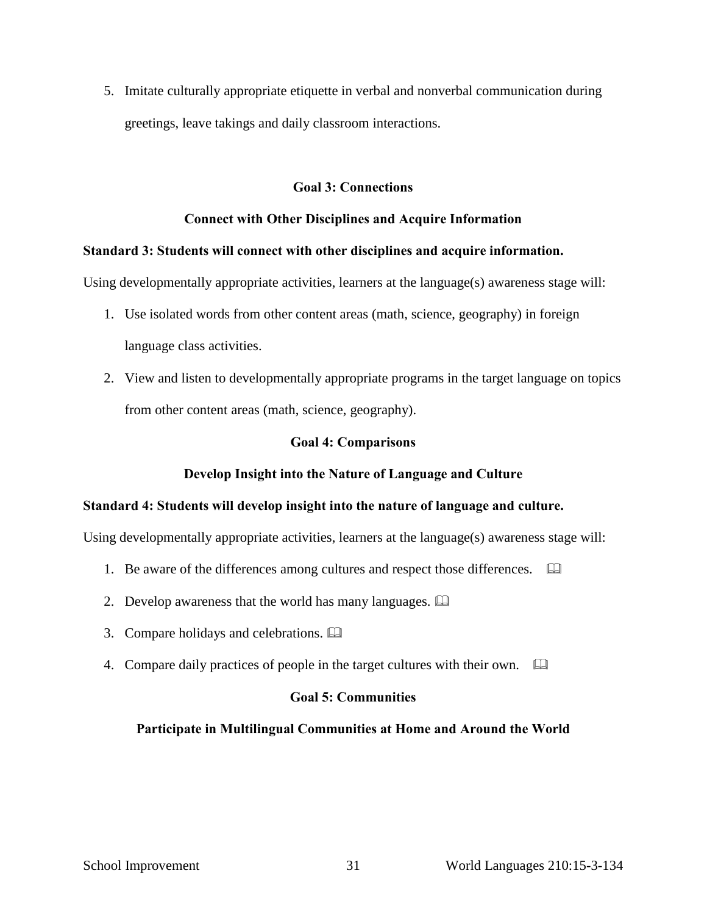5. Imitate culturally appropriate etiquette in verbal and nonverbal communication during greetings, leave takings and daily classroom interactions.

**Goal 3: Connections**

**Connect with Other Disciplines and Acquire Information**

**Standard 3: Students will connect with other disciplines and acquire information.**

Using developmentally appropriate activities, learners at the language(s) awareness stage will:

1. Use isolated words from other content areas (math, science, geography) in foreign language class activities.
2. View and listen to developmentally appropriate programs in the target language on topics from other content areas (math, science, geography).

**Goal 4: Comparisons**

**Develop Insight into the Nature of Language and Culture**

**Standard 4: Students will develop insight into the nature of language and culture.**

Using developmentally appropriate activities, learners at the language(s) awareness stage will:

1. Be aware of the differences among cultures and respect those differences. 🕮
2. Develop awareness that the world has many languages. 🕮
3. Compare holidays and celebrations. 🕮
4. Compare daily practices of people in the target cultures with their own. 🕮

**Goal 5: Communities**

**Participate in Multilingual Communities at Home and Around the World**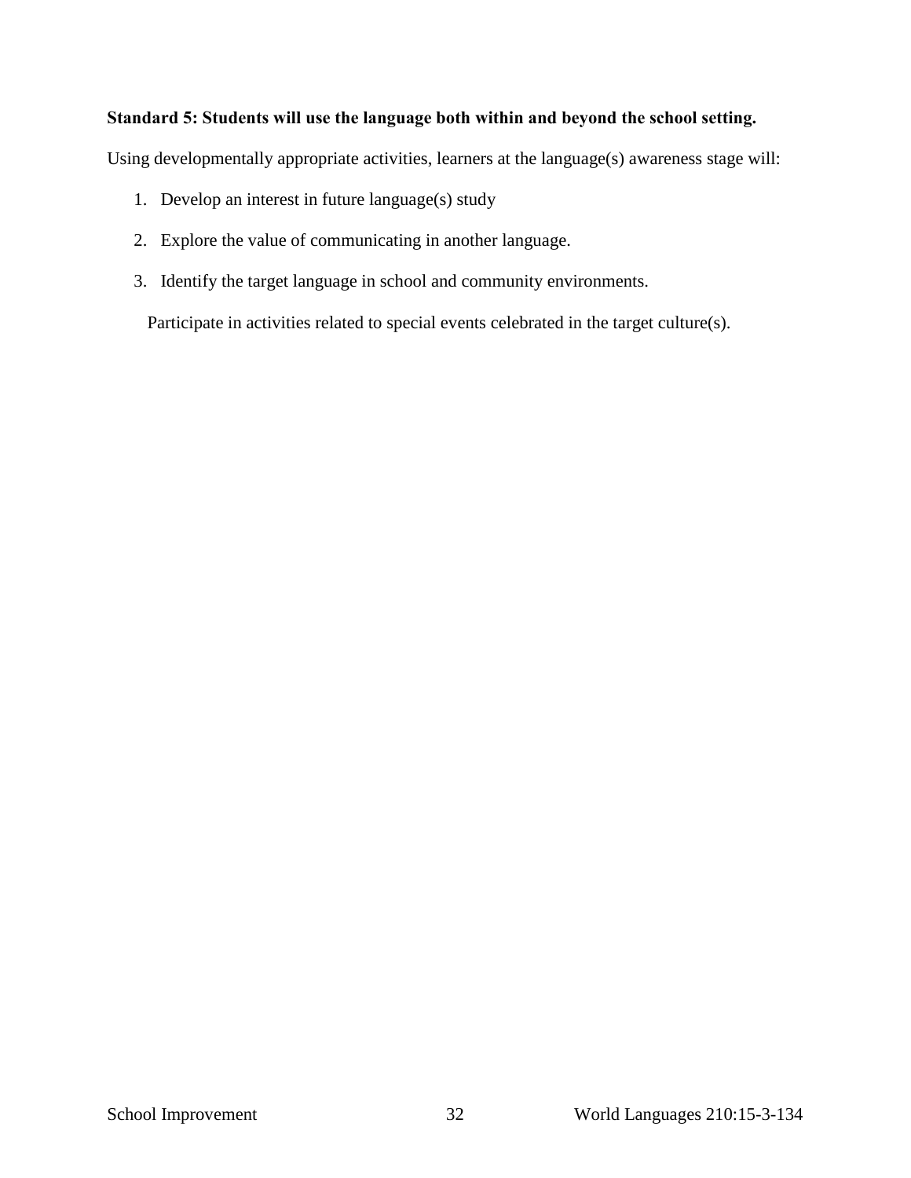**Standard 5: Students will use the language both within and beyond the school setting.**

Using developmentally appropriate activities, learners at the language(s) awareness stage will:

1. Develop an interest in future language(s) study
2. Explore the value of communicating in another language.
3. Identify the target language in school and community environments.

   Participate in activities related to special events celebrated in the target culture(s).